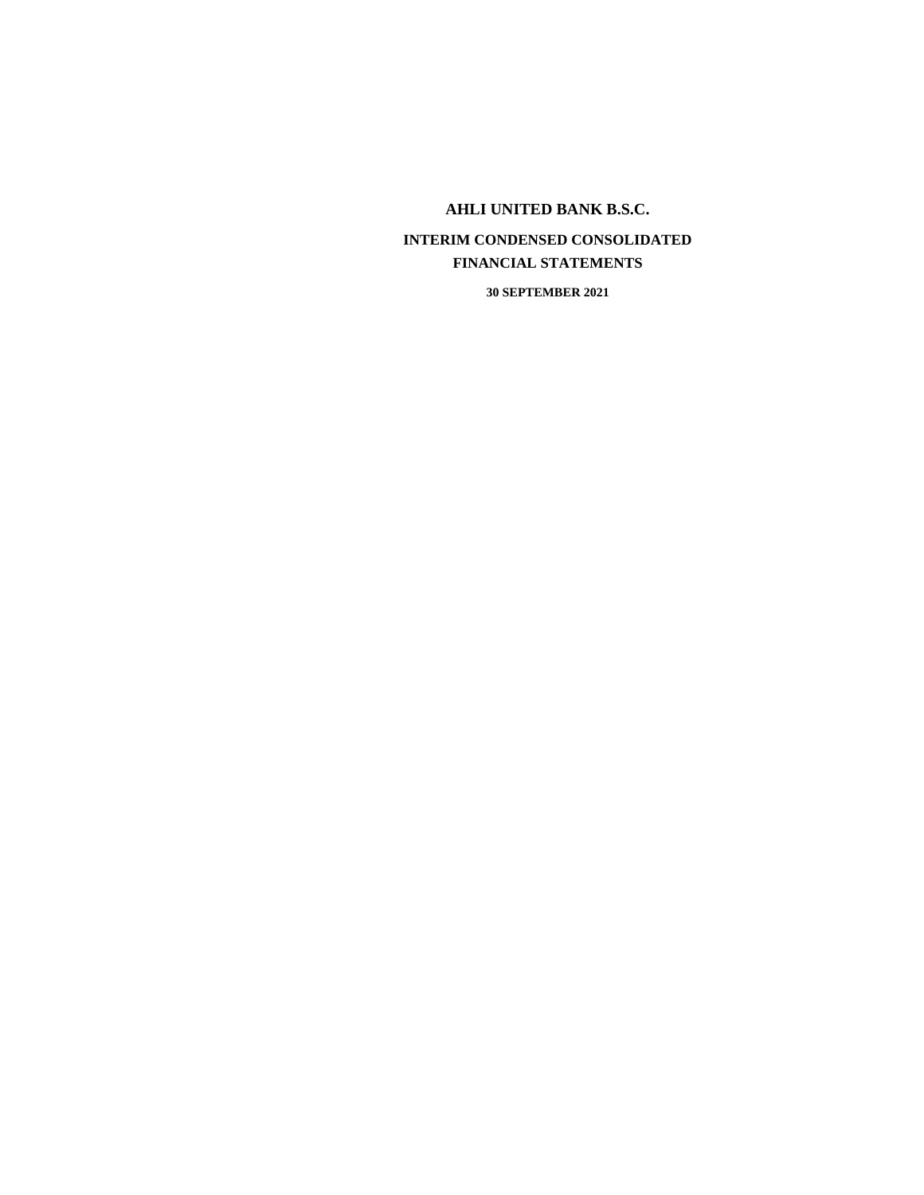# AHLI UNITED BANK B.S.C.

## INTERIM CONDENSED CONSOLIDATED FINANCIAL STATEMENTS

**30 SEPTEMBER 2021**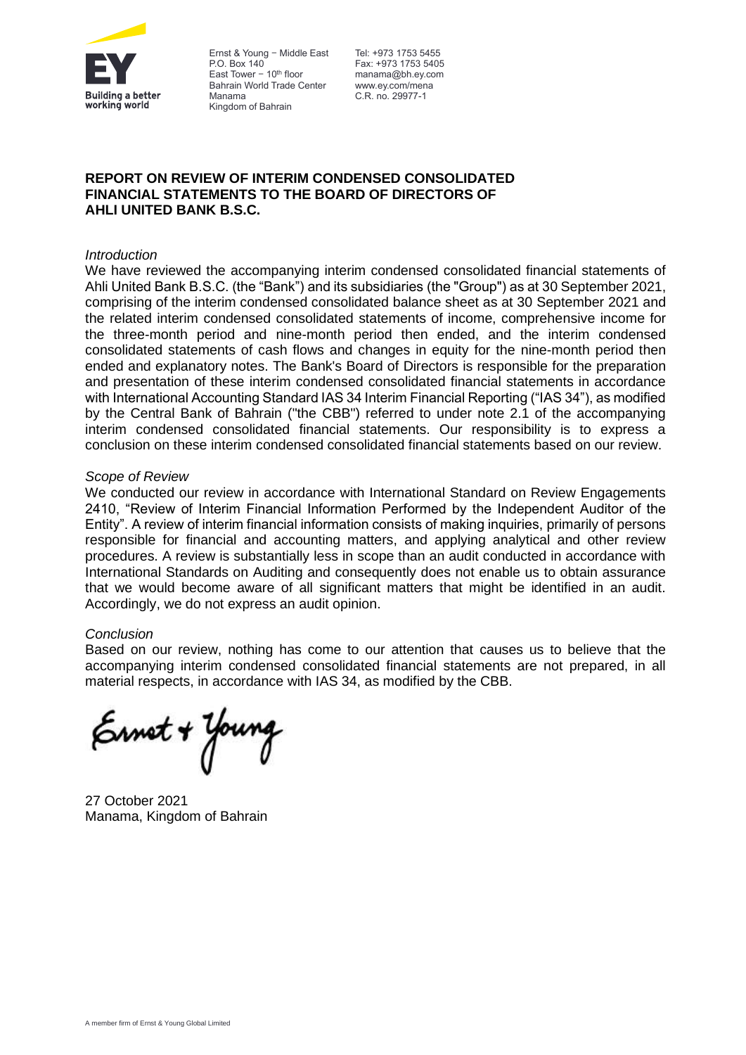Ernst & Young – Middle East
P.O. Box 140
East Tower – 10th floor
Bahrain World Trade Center
Manama
Kingdom of Bahrain

Tel: +973 1753 5455
Fax: +973 1753 5405
manama@bh.ey.com
www.ey.com/mena
C.R. no. 29977-1

**REPORT ON REVIEW OF INTERIM CONDENSED CONSOLIDATED FINANCIAL STATEMENTS TO THE BOARD OF DIRECTORS OF AHLI UNITED BANK B.S.C.**

*Introduction*

We have reviewed the accompanying interim condensed consolidated financial statements of Ahli United Bank B.S.C. (the "Bank") and its subsidiaries (the "Group") as at 30 September 2021, comprising of the interim condensed consolidated balance sheet as at 30 September 2021 and the related interim condensed consolidated statements of income, comprehensive income for the three-month period and nine-month period then ended, and the interim condensed consolidated statements of cash flows and changes in equity for the nine-month period then ended and explanatory notes. The Bank's Board of Directors is responsible for the preparation and presentation of these interim condensed consolidated financial statements in accordance with International Accounting Standard IAS 34 Interim Financial Reporting ("IAS 34"), as modified by the Central Bank of Bahrain ("the CBB") referred to under note 2.1 of the accompanying interim condensed consolidated financial statements. Our responsibility is to express a conclusion on these interim condensed consolidated financial statements based on our review.

*Scope of Review*

We conducted our review in accordance with International Standard on Review Engagements 2410, "Review of Interim Financial Information Performed by the Independent Auditor of the Entity". A review of interim financial information consists of making inquiries, primarily of persons responsible for financial and accounting matters, and applying analytical and other review procedures. A review is substantially less in scope than an audit conducted in accordance with International Standards on Auditing and consequently does not enable us to obtain assurance that we would become aware of all significant matters that might be identified in an audit. Accordingly, we do not express an audit opinion.

*Conclusion*

Based on our review, nothing has come to our attention that causes us to believe that the accompanying interim condensed consolidated financial statements are not prepared, in all material respects, in accordance with IAS 34, as modified by the CBB.

Ernst + Young

27 October 2021
Manama, Kingdom of Bahrain

A member firm of Ernst & Young Global Limited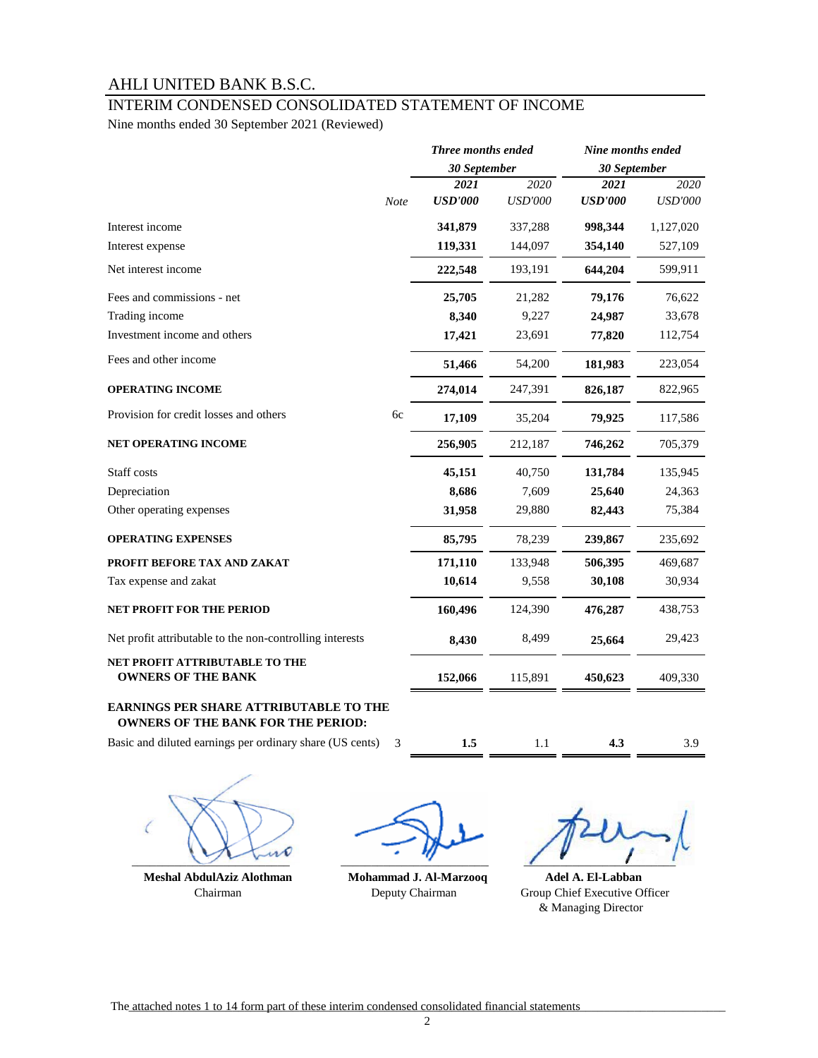# AHLI UNITED BANK B.S.C.

## INTERIM CONDENSED CONSOLIDATED STATEMENT OF INCOME

Nine months ended 30 September 2021 (Reviewed)

| | Note | *Three months ended 30 September* | | *Nine months ended 30 September* | |
|---|---|---|---|---|---|
| | | ***2021*** | *2020* | ***2021*** | *2020* |
| | | ***USD'000*** | *USD'000* | ***USD'000*** | *USD'000* |
| Interest income | | **341,879** | 337,288 | **998,344** | 1,127,020 |
| Interest expense | | **119,331** | 144,097 | **354,140** | 527,109 |
| Net interest income | | **222,548** | 193,191 | **644,204** | 599,911 |
| Fees and commissions - net | | **25,705** | 21,282 | **79,176** | 76,622 |
| Trading income | | **8,340** | 9,227 | **24,987** | 33,678 |
| Investment income and others | | **17,421** | 23,691 | **77,820** | 112,754 |
| Fees and other income | | **51,466** | 54,200 | **181,983** | 223,054 |
| **OPERATING INCOME** | | **274,014** | 247,391 | **826,187** | 822,965 |
| Provision for credit losses and others | 6c | **17,109** | 35,204 | **79,925** | 117,586 |
| **NET OPERATING INCOME** | | **256,905** | 212,187 | **746,262** | 705,379 |
| Staff costs | | **45,151** | 40,750 | **131,784** | 135,945 |
| Depreciation | | **8,686** | 7,609 | **25,640** | 24,363 |
| Other operating expenses | | **31,958** | 29,880 | **82,443** | 75,384 |
| **OPERATING EXPENSES** | | **85,795** | 78,239 | **239,867** | 235,692 |
| **PROFIT BEFORE TAX AND ZAKAT** | | **171,110** | 133,948 | **506,395** | 469,687 |
| Tax expense and zakat | | **10,614** | 9,558 | **30,108** | 30,934 |
| **NET PROFIT FOR THE PERIOD** | | **160,496** | 124,390 | **476,287** | 438,753 |
| Net profit attributable to the non-controlling interests | | **8,430** | 8,499 | **25,664** | 29,423 |
| **NET PROFIT ATTRIBUTABLE TO THE OWNERS OF THE BANK** | | **152,066** | 115,891 | **450,623** | 409,330 |
| **EARNINGS PER SHARE ATTRIBUTABLE TO THE OWNERS OF THE BANK FOR THE PERIOD:** | | | | | |
| Basic and diluted earnings per ordinary share (US cents) | 3 | **1.5** | 1.1 | **4.3** | 3.9 |

| **Meshal AbdulAziz Alothman** | **Mohammad J. Al-Marzooq** | **Adel A. El-Labban** |
|---|---|---|
| Chairman | Deputy Chairman | Group Chief Executive Officer & Managing Director |

The attached notes 1 to 14 form part of these interim condensed consolidated financial statements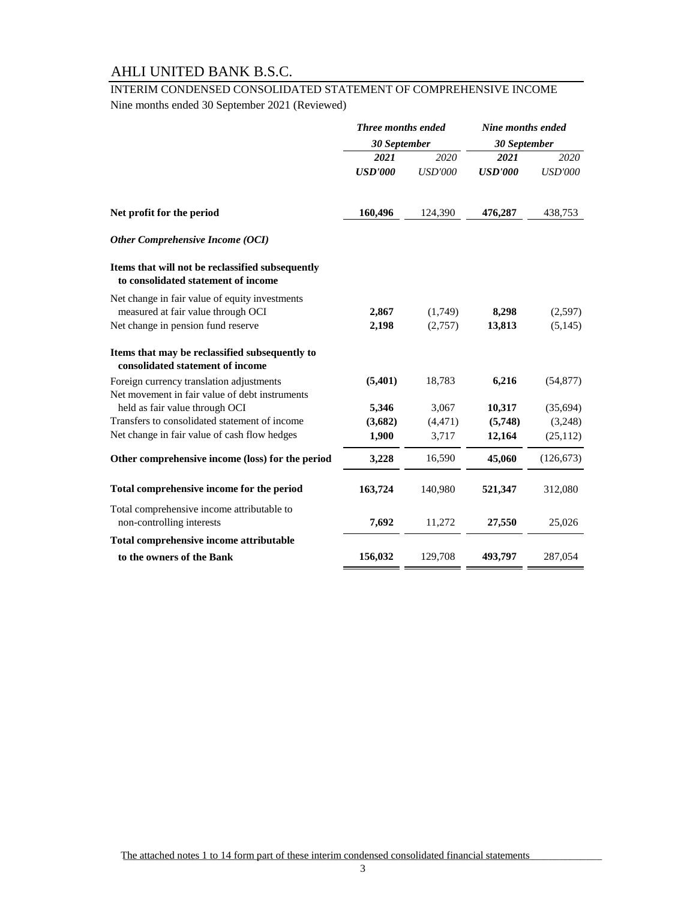# AHLI UNITED BANK B.S.C.

## INTERIM CONDENSED CONSOLIDATED STATEMENT OF COMPREHENSIVE INCOME

Nine months ended 30 September 2021 (Reviewed)

| | ***Three months ended 30 September*** | | ***Nine months ended 30 September*** | |
|---|---|---|---|---|
| | ***2021*** | *2020* | ***2021*** | *2020* |
| | ***USD'000*** | *USD'000* | ***USD'000*** | *USD'000* |
| **Net profit for the period** | **160,496** | 124,390 | **476,287** | 438,753 |
| ***Other Comprehensive Income (OCI)*** | | | | |
| **Items that will not be reclassified subsequently to consolidated statement of income** | | | | |
| Net change in fair value of equity investments measured at fair value through OCI | **2,867** | (1,749) | **8,298** | (2,597) |
| Net change in pension fund reserve | **2,198** | (2,757) | **13,813** | (5,145) |
| **Items that may be reclassified subsequently to consolidated statement of income** | | | | |
| Foreign currency translation adjustments | **(5,401)** | 18,783 | **6,216** | (54,877) |
| Net movement in fair value of debt instruments held as fair value through OCI | **5,346** | 3,067 | **10,317** | (35,694) |
| Transfers to consolidated statement of income | **(3,682)** | (4,471) | **(5,748)** | (3,248) |
| Net change in fair value of cash flow hedges | **1,900** | 3,717 | **12,164** | (25,112) |
| **Other comprehensive income (loss) for the period** | **3,228** | 16,590 | **45,060** | (126,673) |
| **Total comprehensive income for the period** | **163,724** | 140,980 | **521,347** | 312,080 |
| Total comprehensive income attributable to non-controlling interests | **7,692** | 11,272 | **27,550** | 25,026 |
| **Total comprehensive income attributable to the owners of the Bank** | **156,032** | 129,708 | **493,797** | 287,054 |

The attached notes 1 to 14 form part of these interim condensed consolidated financial statements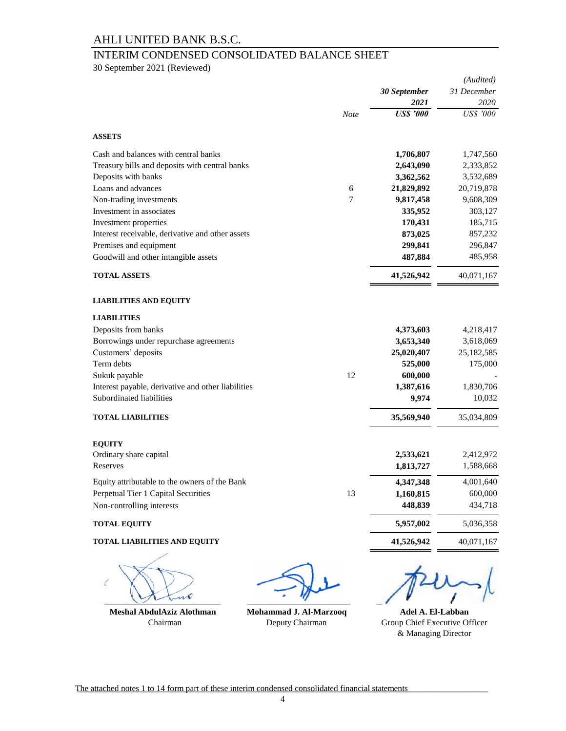# AHLI UNITED BANK B.S.C.

## INTERIM CONDENSED CONSOLIDATED BALANCE SHEET

30 September 2021 (Reviewed)

| | Note | 30 September 2021 US$ '000 | (Audited) 31 December 2020 US$ '000 |
|---|---|---|---|
| **ASSETS** | | | |
| Cash and balances with central banks | | **1,706,807** | 1,747,560 |
| Treasury bills and deposits with central banks | | **2,643,090** | 2,333,852 |
| Deposits with banks | | **3,362,562** | 3,532,689 |
| Loans and advances | 6 | **21,829,892** | 20,719,878 |
| Non-trading investments | 7 | **9,817,458** | 9,608,309 |
| Investment in associates | | **335,952** | 303,127 |
| Investment properties | | **170,431** | 185,715 |
| Interest receivable, derivative and other assets | | **873,025** | 857,232 |
| Premises and equipment | | **299,841** | 296,847 |
| Goodwill and other intangible assets | | **487,884** | 485,958 |
| **TOTAL ASSETS** | | **41,526,942** | 40,071,167 |
| **LIABILITIES AND EQUITY** | | | |
| **LIABILITIES** | | | |
| Deposits from banks | | **4,373,603** | 4,218,417 |
| Borrowings under repurchase agreements | | **3,653,340** | 3,618,069 |
| Customers' deposits | | **25,020,407** | 25,182,585 |
| Term debts | | **525,000** | 175,000 |
| Sukuk payable | 12 | **600,000** | - |
| Interest payable, derivative and other liabilities | | **1,387,616** | 1,830,706 |
| Subordinated liabilities | | **9,974** | 10,032 |
| **TOTAL LIABILITIES** | | **35,569,940** | 35,034,809 |
| **EQUITY** | | | |
| Ordinary share capital | | **2,533,621** | 2,412,972 |
| Reserves | | **1,813,727** | 1,588,668 |
| Equity attributable to the owners of the Bank | | **4,347,348** | 4,001,640 |
| Perpetual Tier 1 Capital Securities | 13 | **1,160,815** | 600,000 |
| Non-controlling interests | | **448,839** | 434,718 |
| **TOTAL EQUITY** | | **5,957,002** | 5,036,358 |
| **TOTAL LIABILITIES AND EQUITY** | | **41,526,942** | 40,071,167 |

| **Meshal AbdulAziz Alothman** | **Mohammad J. Al-Marzooq** | **Adel A. El-Labban** |
|---|---|---|
| Chairman | Deputy Chairman | Group Chief Executive Officer & Managing Director |

The attached notes 1 to 14 form part of these interim condensed consolidated financial statements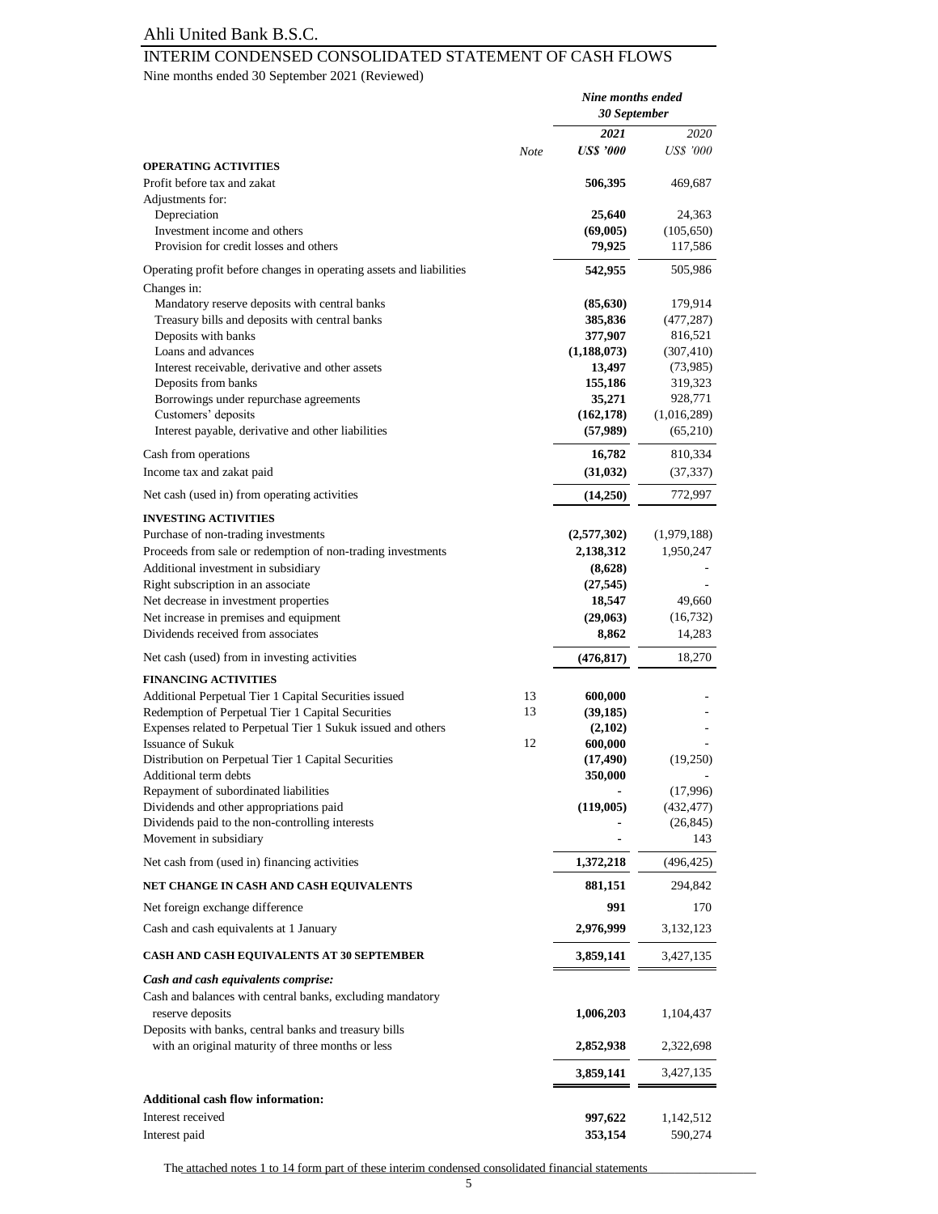Ahli United Bank B.S.C.

# INTERIM CONDENSED CONSOLIDATED STATEMENT OF CASH FLOWS

Nine months ended 30 September 2021 (Reviewed)

| | Note | *Nine months ended 30 September* | |
|---|---|---|---|
| | | ***2021*** | *2020* |
| | | ***US$ '000*** | *US$ '000* |
| **OPERATING ACTIVITIES** | | | |
| Profit before tax and zakat | | **506,395** | 469,687 |
| Adjustments for: | | | |
| Depreciation | | **25,640** | 24,363 |
| Investment income and others | | **(69,005)** | (105,650) |
| Provision for credit losses and others | | **79,925** | 117,586 |
| Operating profit before changes in operating assets and liabilities | | **542,955** | 505,986 |
| Changes in: | | | |
| Mandatory reserve deposits with central banks | | **(85,630)** | 179,914 |
| Treasury bills and deposits with central banks | | **385,836** | (477,287) |
| Deposits with banks | | **377,907** | 816,521 |
| Loans and advances | | **(1,188,073)** | (307,410) |
| Interest receivable, derivative and other assets | | **13,497** | (73,985) |
| Deposits from banks | | **155,186** | 319,323 |
| Borrowings under repurchase agreements | | **35,271** | 928,771 |
| Customers' deposits | | **(162,178)** | (1,016,289) |
| Interest payable, derivative and other liabilities | | **(57,989)** | (65,210) |
| Cash from operations | | **16,782** | 810,334 |
| Income tax and zakat paid | | **(31,032)** | (37,337) |
| Net cash (used in) from operating activities | | **(14,250)** | 772,997 |
| **INVESTING ACTIVITIES** | | | |
| Purchase of non-trading investments | | **(2,577,302)** | (1,979,188) |
| Proceeds from sale or redemption of non-trading investments | | **2,138,312** | 1,950,247 |
| Additional investment in subsidiary | | **(8,628)** | - |
| Right subscription in an associate | | **(27,545)** | - |
| Net decrease in investment properties | | **18,547** | 49,660 |
| Net increase in premises and equipment | | **(29,063)** | (16,732) |
| Dividends received from associates | | **8,862** | 14,283 |
| Net cash (used) from in investing activities | | **(476,817)** | 18,270 |
| **FINANCING ACTIVITIES** | | | |
| Additional Perpetual Tier 1 Capital Securities issued | 13 | **600,000** | - |
| Redemption of Perpetual Tier 1 Capital Securities | 13 | **(39,185)** | - |
| Expenses related to Perpetual Tier 1 Sukuk issued and others | | **(2,102)** | - |
| Issuance of Sukuk | 12 | **600,000** | - |
| Distribution on Perpetual Tier 1 Capital Securities | | **(17,490)** | (19,250) |
| Additional term debts | | **350,000** | - |
| Repayment of subordinated liabilities | | **-** | (17,996) |
| Dividends and other appropriations paid | | **(119,005)** | (432,477) |
| Dividends paid to the non-controlling interests | | **-** | (26,845) |
| Movement in subsidiary | | **-** | 143 |
| Net cash from (used in) financing activities | | **1,372,218** | (496,425) |
| **NET CHANGE IN CASH AND CASH EQUIVALENTS** | | **881,151** | 294,842 |
| Net foreign exchange difference | | **991** | 170 |
| Cash and cash equivalents at 1 January | | **2,976,999** | 3,132,123 |
| **CASH AND CASH EQUIVALENTS AT 30 SEPTEMBER** | | **3,859,141** | 3,427,135 |
| ***Cash and cash equivalents comprise:*** | | | |
| Cash and balances with central banks, excluding mandatory reserve deposits | | **1,006,203** | 1,104,437 |
| Deposits with banks, central banks and treasury bills with an original maturity of three months or less | | **2,852,938** | 2,322,698 |
| | | **3,859,141** | 3,427,135 |
| **Additional cash flow information:** | | | |
| Interest received | | **997,622** | 1,142,512 |
| Interest paid | | **353,154** | 590,274 |

The attached notes 1 to 14 form part of these interim condensed consolidated financial statements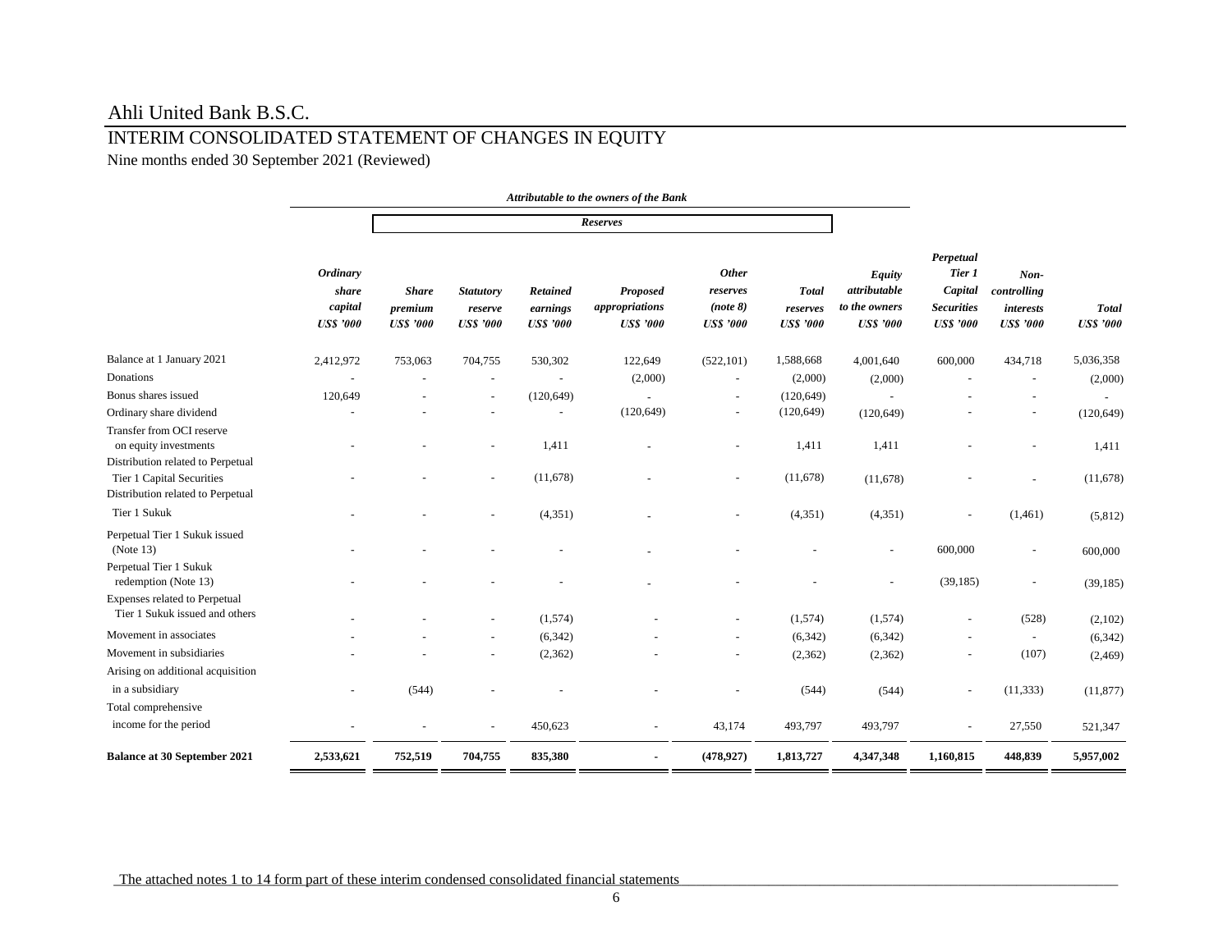# Ahli United Bank B.S.C.

## INTERIM CONSOLIDATED STATEMENT OF CHANGES IN EQUITY

Nine months ended 30 September 2021 (Reviewed)

| | *Attributable to the owners of the Bank* | | | | | | | | | | |
|---|---|---|---|---|---|---|---|---|---|---|---|
| | | *Reserves* | | | | | | | | | |
| | *Ordinary share capital US$ '000* | *Share premium US$ '000* | *Statutory reserve US$ '000* | *Retained earnings US$ '000* | *Proposed appropriations US$ '000* | *Other reserves (note 8) US$ '000* | *Total reserves US$ '000* | *Equity attributable to the owners US$ '000* | *Perpetual Tier 1 Capital Securities US$ '000* | *Non-controlling interests US$ '000* | *Total US$ '000* |
| Balance at 1 January 2021 | 2,412,972 | 753,063 | 704,755 | 530,302 | 122,649 | (522,101) | 1,588,668 | 4,001,640 | 600,000 | 434,718 | 5,036,358 |
| Donations | - | - | - | - | (2,000) | - | (2,000) | (2,000) | - | - | (2,000) |
| Bonus shares issued | 120,649 | - | - | (120,649) | - | - | (120,649) | - | - | - | - |
| Ordinary share dividend | - | - | - | - | (120,649) | - | (120,649) | (120,649) | - | - | (120,649) |
| Transfer from OCI reserve on equity investments | - | - | - | 1,411 | - | - | 1,411 | 1,411 | - | - | 1,411 |
| Distribution related to Perpetual Tier 1 Capital Securities | - | - | - | (11,678) | - | - | (11,678) | (11,678) | - | - | (11,678) |
| Distribution related to Perpetual Tier 1 Sukuk | - | - | - | (4,351) | - | - | (4,351) | (4,351) | - | (1,461) | (5,812) |
| Perpetual Tier 1 Sukuk issued (Note 13) | - | - | - | - | - | - | - | - | 600,000 | - | 600,000 |
| Perpetual Tier 1 Sukuk redemption (Note 13) | - | - | - | - | - | - | - | - | (39,185) | - | (39,185) |
| Expenses related to Perpetual Tier 1 Sukuk issued and others | - | - | - | (1,574) | - | - | (1,574) | (1,574) | - | (528) | (2,102) |
| Movement in associates | - | - | - | (6,342) | - | - | (6,342) | (6,342) | - | - | (6,342) |
| Movement in subsidiaries | - | - | - | (2,362) | - | - | (2,362) | (2,362) | - | (107) | (2,469) |
| Arising on additional acquisition in a subsidiary | - | (544) | - | - | - | - | (544) | (544) | - | (11,333) | (11,877) |
| Total comprehensive income for the period | - | - | - | 450,623 | - | 43,174 | 493,797 | 493,797 | - | 27,550 | 521,347 |
| **Balance at 30 September 2021** | **2,533,621** | **752,519** | **704,755** | **835,380** | **-** | **(478,927)** | **1,813,727** | **4,347,348** | **1,160,815** | **448,839** | **5,957,002** |

The attached notes 1 to 14 form part of these interim condensed consolidated financial statements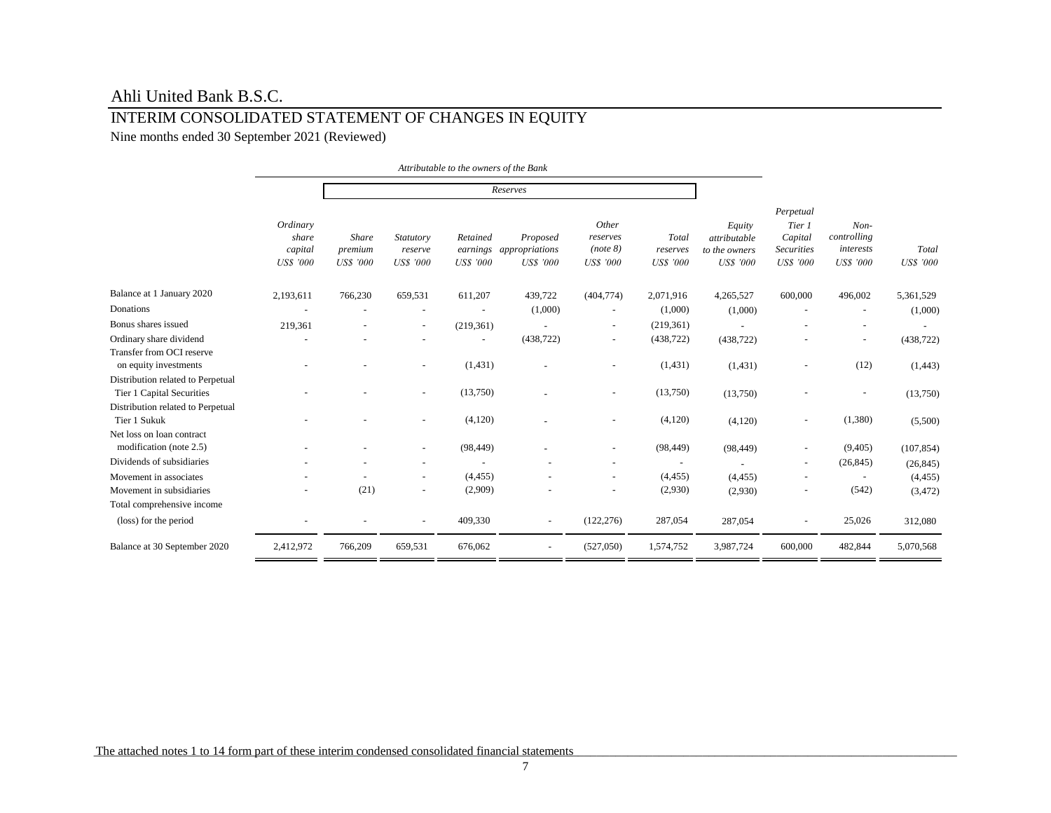# Ahli United Bank B.S.C.

## INTERIM CONSOLIDATED STATEMENT OF CHANGES IN EQUITY

Nine months ended 30 September 2021 (Reviewed)

| | *Attributable to the owners of the Bank* | | | | | | | | | | |
|---|---|---|---|---|---|---|---|---|---|---|---|
| | | *Reserves* | | | | | | | | | |
| | *Ordinary share capital US$ '000* | *Share premium US$ '000* | *Statutory reserve US$ '000* | *Retained earnings US$ '000* | *Proposed appropriations US$ '000* | *Other reserves (note 8) US$ '000* | *Total reserves US$ '000* | *Equity attributable to the owners US$ '000* | *Perpetual Tier 1 Capital Securities US$ '000* | *Non-controlling interests US$ '000* | *Total US$ '000* |
| Balance at 1 January 2020 | 2,193,611 | 766,230 | 659,531 | 611,207 | 439,722 | (404,774) | 2,071,916 | 4,265,527 | 600,000 | 496,002 | 5,361,529 |
| Donations | - | - | - | - | (1,000) | - | (1,000) | (1,000) | - | - | (1,000) |
| Bonus shares issued | 219,361 | - | - | (219,361) | - | - | (219,361) | - | - | - | - |
| Ordinary share dividend | - | - | - | - | (438,722) | - | (438,722) | (438,722) | - | - | (438,722) |
| Transfer from OCI reserve on equity investments | - | - | - | (1,431) | - | - | (1,431) | (1,431) | - | (12) | (1,443) |
| Distribution related to Perpetual Tier 1 Capital Securities | - | - | - | (13,750) | - | - | (13,750) | (13,750) | - | - | (13,750) |
| Distribution related to Perpetual Tier 1 Sukuk | - | - | - | (4,120) | - | - | (4,120) | (4,120) | - | (1,380) | (5,500) |
| Net loss on loan contract modification (note 2.5) | - | - | - | (98,449) | - | - | (98,449) | (98,449) | - | (9,405) | (107,854) |
| Dividends of subsidiaries | - | - | - | - | - | - | - | - | - | (26,845) | (26,845) |
| Movement in associates | - | - | - | (4,455) | - | - | (4,455) | (4,455) | - | - | (4,455) |
| Movement in subsidiaries | - | (21) | - | (2,909) | - | - | (2,930) | (2,930) | - | (542) | (3,472) |
| Total comprehensive income (loss) for the period | - | - | - | 409,330 | - | (122,276) | 287,054 | 287,054 | - | 25,026 | 312,080 |
| Balance at 30 September 2020 | 2,412,972 | 766,209 | 659,531 | 676,062 | - | (527,050) | 1,574,752 | 3,987,724 | 600,000 | 482,844 | 5,070,568 |

The attached notes 1 to 14 form part of these interim condensed consolidated financial statements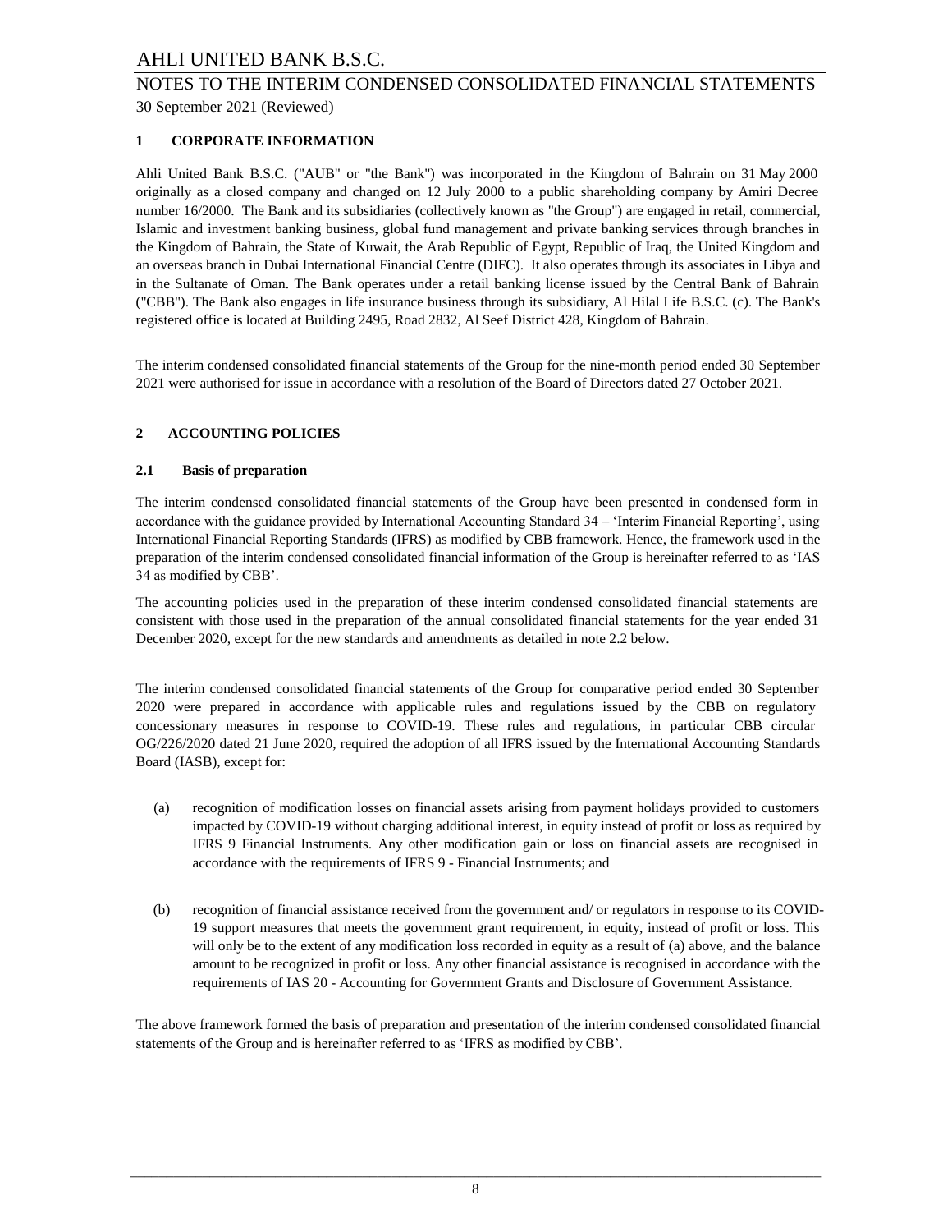# 1 CORPORATE INFORMATION

Ahli United Bank B.S.C. ("AUB" or "the Bank") was incorporated in the Kingdom of Bahrain on 31 May 2000 originally as a closed company and changed on 12 July 2000 to a public shareholding company by Amiri Decree number 16/2000. The Bank and its subsidiaries (collectively known as "the Group") are engaged in retail, commercial, Islamic and investment banking business, global fund management and private banking services through branches in the Kingdom of Bahrain, the State of Kuwait, the Arab Republic of Egypt, Republic of Iraq, the United Kingdom and an overseas branch in Dubai International Financial Centre (DIFC). It also operates through its associates in Libya and in the Sultanate of Oman. The Bank operates under a retail banking license issued by the Central Bank of Bahrain ("CBB"). The Bank also engages in life insurance business through its subsidiary, Al Hilal Life B.S.C. (c). The Bank's registered office is located at Building 2495, Road 2832, Al Seef District 428, Kingdom of Bahrain.

The interim condensed consolidated financial statements of the Group for the nine-month period ended 30 September 2021 were authorised for issue in accordance with a resolution of the Board of Directors dated 27 October 2021.

# 2 ACCOUNTING POLICIES

## 2.1 Basis of preparation

The interim condensed consolidated financial statements of the Group have been presented in condensed form in accordance with the guidance provided by International Accounting Standard 34 – 'Interim Financial Reporting', using International Financial Reporting Standards (IFRS) as modified by CBB framework. Hence, the framework used in the preparation of the interim condensed consolidated financial information of the Group is hereinafter referred to as 'IAS 34 as modified by CBB'.

The accounting policies used in the preparation of these interim condensed consolidated financial statements are consistent with those used in the preparation of the annual consolidated financial statements for the year ended 31 December 2020, except for the new standards and amendments as detailed in note 2.2 below.

The interim condensed consolidated financial statements of the Group for comparative period ended 30 September 2020 were prepared in accordance with applicable rules and regulations issued by the CBB on regulatory concessionary measures in response to COVID-19. These rules and regulations, in particular CBB circular OG/226/2020 dated 21 June 2020, required the adoption of all IFRS issued by the International Accounting Standards Board (IASB), except for:

(a) recognition of modification losses on financial assets arising from payment holidays provided to customers impacted by COVID-19 without charging additional interest, in equity instead of profit or loss as required by IFRS 9 Financial Instruments. Any other modification gain or loss on financial assets are recognised in accordance with the requirements of IFRS 9 - Financial Instruments; and

(b) recognition of financial assistance received from the government and/ or regulators in response to its COVID-19 support measures that meets the government grant requirement, in equity, instead of profit or loss. This will only be to the extent of any modification loss recorded in equity as a result of (a) above, and the balance amount to be recognized in profit or loss. Any other financial assistance is recognised in accordance with the requirements of IAS 20 - Accounting for Government Grants and Disclosure of Government Assistance.

The above framework formed the basis of preparation and presentation of the interim condensed consolidated financial statements of the Group and is hereinafter referred to as 'IFRS as modified by CBB'.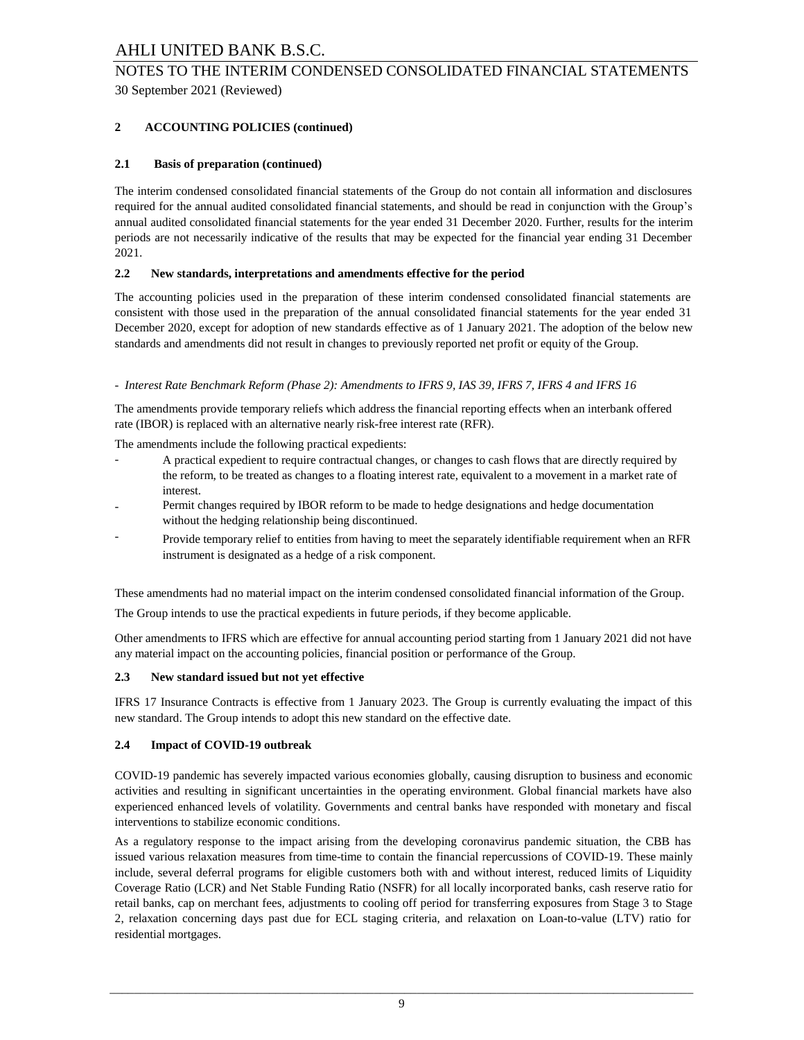## 2 ACCOUNTING POLICIES (continued)

### 2.1 Basis of preparation (continued)

The interim condensed consolidated financial statements of the Group do not contain all information and disclosures required for the annual audited consolidated financial statements, and should be read in conjunction with the Group's annual audited consolidated financial statements for the year ended 31 December 2020. Further, results for the interim periods are not necessarily indicative of the results that may be expected for the financial year ending 31 December 2021.

### 2.2 New standards, interpretations and amendments effective for the period

The accounting policies used in the preparation of these interim condensed consolidated financial statements are consistent with those used in the preparation of the annual consolidated financial statements for the year ended 31 December 2020, except for adoption of new standards effective as of 1 January 2021. The adoption of the below new standards and amendments did not result in changes to previously reported net profit or equity of the Group.

- *Interest Rate Benchmark Reform (Phase 2): Amendments to IFRS 9, IAS 39, IFRS 7, IFRS 4 and IFRS 16*

The amendments provide temporary reliefs which address the financial reporting effects when an interbank offered rate (IBOR) is replaced with an alternative nearly risk-free interest rate (RFR).

The amendments include the following practical expedients:

- A practical expedient to require contractual changes, or changes to cash flows that are directly required by the reform, to be treated as changes to a floating interest rate, equivalent to a movement in a market rate of interest.
- Permit changes required by IBOR reform to be made to hedge designations and hedge documentation without the hedging relationship being discontinued.
- Provide temporary relief to entities from having to meet the separately identifiable requirement when an RFR instrument is designated as a hedge of a risk component.

These amendments had no material impact on the interim condensed consolidated financial information of the Group.

The Group intends to use the practical expedients in future periods, if they become applicable.

Other amendments to IFRS which are effective for annual accounting period starting from 1 January 2021 did not have any material impact on the accounting policies, financial position or performance of the Group.

### 2.3 New standard issued but not yet effective

IFRS 17 Insurance Contracts is effective from 1 January 2023. The Group is currently evaluating the impact of this new standard. The Group intends to adopt this new standard on the effective date.

### 2.4 Impact of COVID-19 outbreak

COVID-19 pandemic has severely impacted various economies globally, causing disruption to business and economic activities and resulting in significant uncertainties in the operating environment. Global financial markets have also experienced enhanced levels of volatility. Governments and central banks have responded with monetary and fiscal interventions to stabilize economic conditions.

As a regulatory response to the impact arising from the developing coronavirus pandemic situation, the CBB has issued various relaxation measures from time-time to contain the financial repercussions of COVID-19. These mainly include, several deferral programs for eligible customers both with and without interest, reduced limits of Liquidity Coverage Ratio (LCR) and Net Stable Funding Ratio (NSFR) for all locally incorporated banks, cash reserve ratio for retail banks, cap on merchant fees, adjustments to cooling off period for transferring exposures from Stage 3 to Stage 2, relaxation concerning days past due for ECL staging criteria, and relaxation on Loan-to-value (LTV) ratio for residential mortgages.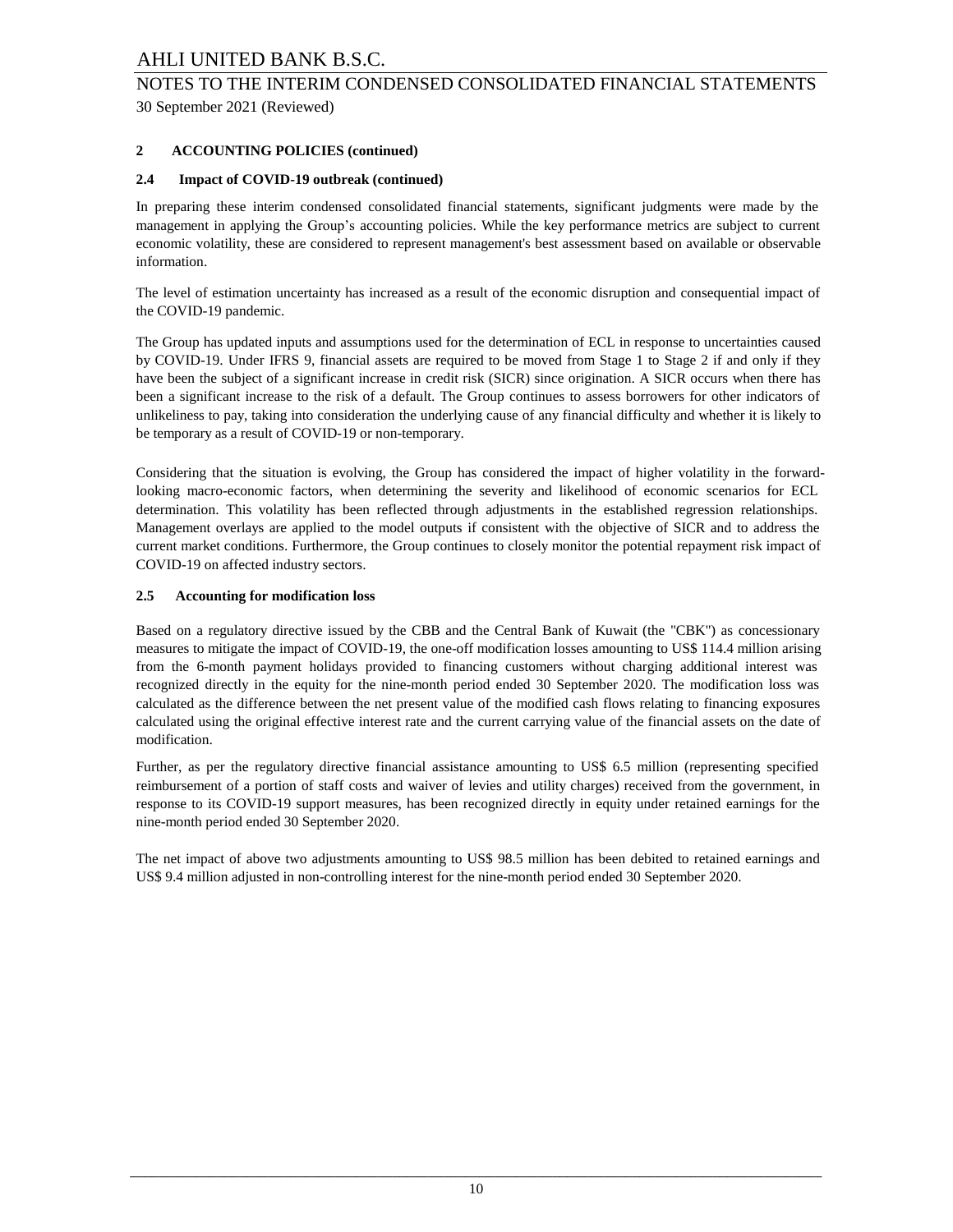## 2 ACCOUNTING POLICIES (continued)

### 2.4 Impact of COVID-19 outbreak (continued)

In preparing these interim condensed consolidated financial statements, significant judgments were made by the management in applying the Group's accounting policies. While the key performance metrics are subject to current economic volatility, these are considered to represent management's best assessment based on available or observable information.

The level of estimation uncertainty has increased as a result of the economic disruption and consequential impact of the COVID-19 pandemic.

The Group has updated inputs and assumptions used for the determination of ECL in response to uncertainties caused by COVID-19. Under IFRS 9, financial assets are required to be moved from Stage 1 to Stage 2 if and only if they have been the subject of a significant increase in credit risk (SICR) since origination. A SICR occurs when there has been a significant increase to the risk of a default. The Group continues to assess borrowers for other indicators of unlikeliness to pay, taking into consideration the underlying cause of any financial difficulty and whether it is likely to be temporary as a result of COVID-19 or non-temporary.

Considering that the situation is evolving, the Group has considered the impact of higher volatility in the forward-looking macro-economic factors, when determining the severity and likelihood of economic scenarios for ECL determination. This volatility has been reflected through adjustments in the established regression relationships. Management overlays are applied to the model outputs if consistent with the objective of SICR and to address the current market conditions. Furthermore, the Group continues to closely monitor the potential repayment risk impact of COVID-19 on affected industry sectors.

### 2.5 Accounting for modification loss

Based on a regulatory directive issued by the CBB and the Central Bank of Kuwait (the "CBK") as concessionary measures to mitigate the impact of COVID-19, the one-off modification losses amounting to US$ 114.4 million arising from the 6-month payment holidays provided to financing customers without charging additional interest was recognized directly in the equity for the nine-month period ended 30 September 2020. The modification loss was calculated as the difference between the net present value of the modified cash flows relating to financing exposures calculated using the original effective interest rate and the current carrying value of the financial assets on the date of modification.

Further, as per the regulatory directive financial assistance amounting to US$ 6.5 million (representing specified reimbursement of a portion of staff costs and waiver of levies and utility charges) received from the government, in response to its COVID-19 support measures, has been recognized directly in equity under retained earnings for the nine-month period ended 30 September 2020.

The net impact of above two adjustments amounting to US$ 98.5 million has been debited to retained earnings and US$ 9.4 million adjusted in non-controlling interest for the nine-month period ended 30 September 2020.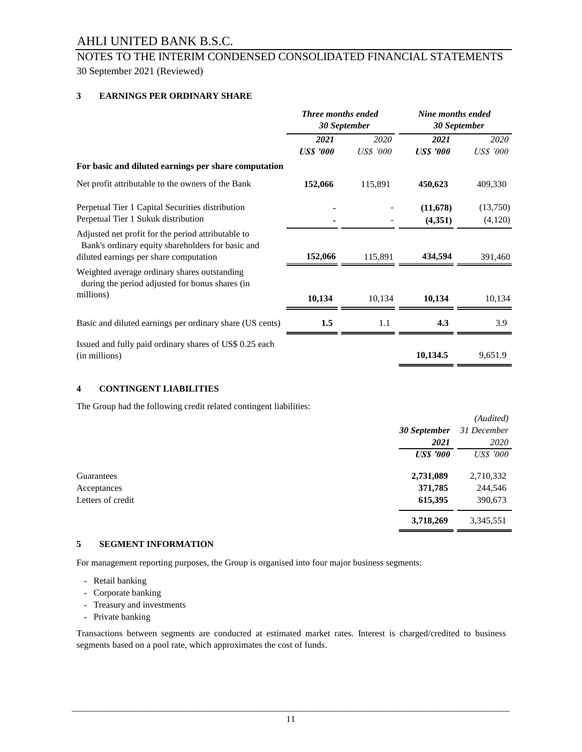# AHLI UNITED BANK B.S.C.

## NOTES TO THE INTERIM CONDENSED CONSOLIDATED FINANCIAL STATEMENTS

30 September 2021 (Reviewed)

### 3 EARNINGS PER ORDINARY SHARE

| | *Three months ended 30 September* | | *Nine months ended 30 September* | |
|---|---|---|---|---|
| | ***2021*** | *2020* | ***2021*** | *2020* |
| | ***US$ '000*** | *US$ '000* | ***US$ '000*** | *US$ '000* |
| **For basic and diluted earnings per share computation** | | | | |
| Net profit attributable to the owners of the Bank | **152,066** | 115,891 | **450,623** | 409,330 |
| Perpetual Tier 1 Capital Securities distribution | **-** | - | **(11,678)** | (13,750) |
| Perpetual Tier 1 Sukuk distribution | **-** | - | **(4,351)** | (4,120) |
| Adjusted net profit for the period attributable to Bank's ordinary equity shareholders for basic and diluted earnings per share computation | **152,066** | 115,891 | **434,594** | 391,460 |
| Weighted average ordinary shares outstanding during the period adjusted for bonus shares (in millions) | **10,134** | 10,134 | **10,134** | 10,134 |
| Basic and diluted earnings per ordinary share (US cents) | **1.5** | 1.1 | **4.3** | 3.9 |
| Issued and fully paid ordinary shares of US$ 0.25 each (in millions) | | | **10,134.5** | 9,651.9 |

### 4 CONTINGENT LIABILITIES

The Group had the following credit related contingent liabilities:

| | ***30 September 2021*** | *(Audited) 31 December 2020* |
|---|---|---|
| | ***US$ '000*** | *US$ '000* |
| Guarantees | **2,731,089** | 2,710,332 |
| Acceptances | **371,785** | 244,546 |
| Letters of credit | **615,395** | 390,673 |
| | **3,718,269** | 3,345,551 |

### 5 SEGMENT INFORMATION

For management reporting purposes, the Group is organised into four major business segments:

- Retail banking
- Corporate banking
- Treasury and investments
- Private banking

Transactions between segments are conducted at estimated market rates. Interest is charged/credited to business segments based on a pool rate, which approximates the cost of funds.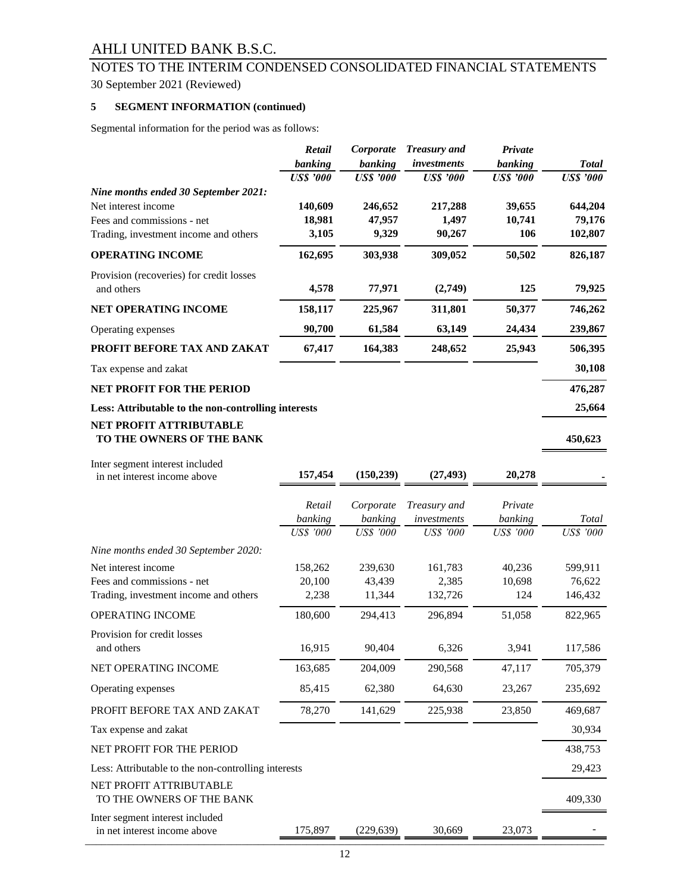# AHLI UNITED BANK B.S.C.

## NOTES TO THE INTERIM CONDENSED CONSOLIDATED FINANCIAL STATEMENTS

30 September 2021 (Reviewed)

### 5 SEGMENT INFORMATION (continued)

Segmental information for the period was as follows:

| | *Retail banking* | *Corporate banking* | *Treasury and investments* | *Private banking* | *Total* |
|---|---|---|---|---|---|
| | ***US$ '000*** | ***US$ '000*** | ***US$ '000*** | ***US$ '000*** | ***US$ '000*** |
| ***Nine months ended 30 September 2021:*** | | | | | |
| Net interest income | **140,609** | **246,652** | **217,288** | **39,655** | **644,204** |
| Fees and commissions - net | **18,981** | **47,957** | **1,497** | **10,741** | **79,176** |
| Trading, investment income and others | **3,105** | **9,329** | **90,267** | **106** | **102,807** |
| **OPERATING INCOME** | **162,695** | **303,938** | **309,052** | **50,502** | **826,187** |
| Provision (recoveries) for credit losses and others | **4,578** | **77,971** | **(2,749)** | **125** | **79,925** |
| **NET OPERATING INCOME** | **158,117** | **225,967** | **311,801** | **50,377** | **746,262** |
| Operating expenses | **90,700** | **61,584** | **63,149** | **24,434** | **239,867** |
| **PROFIT BEFORE TAX AND ZAKAT** | **67,417** | **164,383** | **248,652** | **25,943** | **506,395** |
| Tax expense and zakat | | | | | **30,108** |
| **NET PROFIT FOR THE PERIOD** | | | | | **476,287** |
| **Less: Attributable to the non-controlling interests** | | | | | **25,664** |
| **NET PROFIT ATTRIBUTABLE TO THE OWNERS OF THE BANK** | | | | | **450,623** |
| Inter segment interest included in net interest income above | **157,454** | **(150,239)** | **(27,493)** | **20,278** | **-** |

| | *Retail banking* | *Corporate banking* | *Treasury and investments* | *Private banking* | *Total* |
|---|---|---|---|---|---|
| | *US$ '000* | *US$ '000* | *US$ '000* | *US$ '000* | *US$ '000* |
| *Nine months ended 30 September 2020:* | | | | | |
| Net interest income | 158,262 | 239,630 | 161,783 | 40,236 | 599,911 |
| Fees and commissions - net | 20,100 | 43,439 | 2,385 | 10,698 | 76,622 |
| Trading, investment income and others | 2,238 | 11,344 | 132,726 | 124 | 146,432 |
| OPERATING INCOME | 180,600 | 294,413 | 296,894 | 51,058 | 822,965 |
| Provision for credit losses and others | 16,915 | 90,404 | 6,326 | 3,941 | 117,586 |
| NET OPERATING INCOME | 163,685 | 204,009 | 290,568 | 47,117 | 705,379 |
| Operating expenses | 85,415 | 62,380 | 64,630 | 23,267 | 235,692 |
| PROFIT BEFORE TAX AND ZAKAT | 78,270 | 141,629 | 225,938 | 23,850 | 469,687 |
| Tax expense and zakat | | | | | 30,934 |
| NET PROFIT FOR THE PERIOD | | | | | 438,753 |
| Less: Attributable to the non-controlling interests | | | | | 29,423 |
| NET PROFIT ATTRIBUTABLE TO THE OWNERS OF THE BANK | | | | | 409,330 |
| Inter segment interest included in net interest income above | 175,897 | (229,639) | 30,669 | 23,073 | - |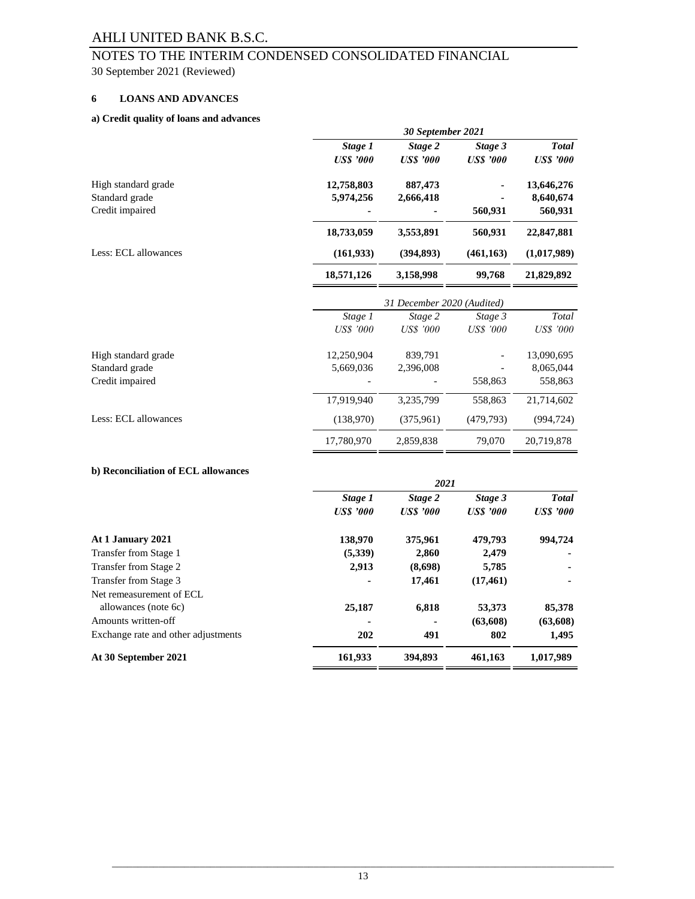# AHLI UNITED BANK B.S.C.

## NOTES TO THE INTERIM CONDENSED CONSOLIDATED FINANCIAL

30 September 2021 (Reviewed)

### 6 LOANS AND ADVANCES

#### a) Credit quality of loans and advances

| | ***30 September 2021*** | | | |
|---|---|---|---|---|
| | ***Stage 1*** | ***Stage 2*** | ***Stage 3*** | ***Total*** |
| | ***US$ '000*** | ***US$ '000*** | ***US$ '000*** | ***US$ '000*** |
| High standard grade | **12,758,803** | **887,473** | **-** | **13,646,276** |
| Standard grade | **5,974,256** | **2,666,418** | **-** | **8,640,674** |
| Credit impaired | **-** | **-** | **560,931** | **560,931** |
| | **18,733,059** | **3,553,891** | **560,931** | **22,847,881** |
| Less: ECL allowances | **(161,933)** | **(394,893)** | **(461,163)** | **(1,017,989)** |
| | **18,571,126** | **3,158,998** | **99,768** | **21,829,892** |

| | *31 December 2020 (Audited)* | | | |
|---|---|---|---|---|
| | *Stage 1* | *Stage 2* | *Stage 3* | *Total* |
| | *US$ '000* | *US$ '000* | *US$ '000* | *US$ '000* |
| High standard grade | 12,250,904 | 839,791 | - | 13,090,695 |
| Standard grade | 5,669,036 | 2,396,008 | - | 8,065,044 |
| Credit impaired | - | - | 558,863 | 558,863 |
| | 17,919,940 | 3,235,799 | 558,863 | 21,714,602 |
| Less: ECL allowances | (138,970) | (375,961) | (479,793) | (994,724) |
| | 17,780,970 | 2,859,838 | 79,070 | 20,719,878 |

#### b) Reconciliation of ECL allowances

| | ***2021*** | | | |
|---|---|---|---|---|
| | ***Stage 1*** | ***Stage 2*** | ***Stage 3*** | ***Total*** |
| | ***US$ '000*** | ***US$ '000*** | ***US$ '000*** | ***US$ '000*** |
| **At 1 January 2021** | **138,970** | **375,961** | **479,793** | **994,724** |
| Transfer from Stage 1 | **(5,339)** | **2,860** | **2,479** | **-** |
| Transfer from Stage 2 | **2,913** | **(8,698)** | **5,785** | **-** |
| Transfer from Stage 3 | **-** | **17,461** | **(17,461)** | **-** |
| Net remeasurement of ECL allowances (note 6c) | **25,187** | **6,818** | **53,373** | **85,378** |
| Amounts written-off | **-** | **-** | **(63,608)** | **(63,608)** |
| Exchange rate and other adjustments | **202** | **491** | **802** | **1,495** |
| **At 30 September 2021** | **161,933** | **394,893** | **461,163** | **1,017,989** |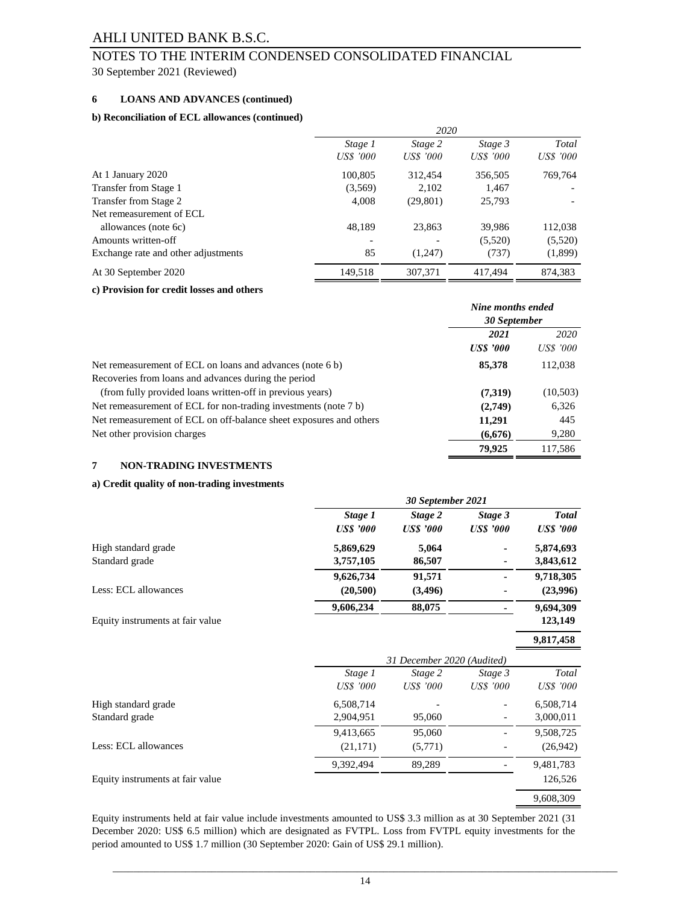# AHLI UNITED BANK B.S.C.

## NOTES TO THE INTERIM CONDENSED CONSOLIDATED FINANCIAL

30 September 2021 (Reviewed)

### 6 LOANS AND ADVANCES (continued)

#### b) Reconciliation of ECL allowances (continued)

| | 2020 | | | |
|---|---|---|---|---|
| | *Stage 1* | *Stage 2* | *Stage 3* | *Total* |
| | *US$ '000* | *US$ '000* | *US$ '000* | *US$ '000* |
| At 1 January 2020 | 100,805 | 312,454 | 356,505 | 769,764 |
| Transfer from Stage 1 | (3,569) | 2,102 | 1,467 | - |
| Transfer from Stage 2 | 4,008 | (29,801) | 25,793 | - |
| Net remeasurement of ECL allowances (note 6c) | 48,189 | 23,863 | 39,986 | 112,038 |
| Amounts written-off | - | - | (5,520) | (5,520) |
| Exchange rate and other adjustments | 85 | (1,247) | (737) | (1,899) |
| At 30 September 2020 | 149,518 | 307,371 | 417,494 | 874,383 |

#### c) Provision for credit losses and others

| | Nine months ended 30 September | |
|---|---|---|
| | **2021** | *2020* |
| | ***US$ '000*** | *US$ '000* |
| Net remeasurement of ECL on loans and advances (note 6 b) | **85,378** | 112,038 |
| Recoveries from loans and advances during the period (from fully provided loans written-off in previous years) | **(7,319)** | (10,503) |
| Net remeasurement of ECL for non-trading investments (note 7 b) | **(2,749)** | 6,326 |
| Net remeasurement of ECL on off-balance sheet exposures and others | **11,291** | 445 |
| Net other provision charges | **(6,676)** | 9,280 |
| | **79,925** | 117,586 |

### 7 NON-TRADING INVESTMENTS

#### a) Credit quality of non-trading investments

| | 30 September 2021 | | | |
|---|---|---|---|---|
| | ***Stage 1*** | ***Stage 2*** | ***Stage 3*** | ***Total*** |
| | ***US$ '000*** | ***US$ '000*** | ***US$ '000*** | ***US$ '000*** |
| High standard grade | **5,869,629** | **5,064** | **-** | **5,874,693** |
| Standard grade | **3,757,105** | **86,507** | **-** | **3,843,612** |
| | **9,626,734** | **91,571** | **-** | **9,718,305** |
| Less: ECL allowances | **(20,500)** | **(3,496)** | **-** | **(23,996)** |
| | **9,606,234** | **88,075** | **-** | **9,694,309** |
| Equity instruments at fair value | | | | **123,149** |
| | | | | **9,817,458** |

| | 31 December 2020 (Audited) | | | |
|---|---|---|---|---|
| | *Stage 1* | *Stage 2* | *Stage 3* | *Total* |
| | *US$ '000* | *US$ '000* | *US$ '000* | *US$ '000* |
| High standard grade | 6,508,714 | - | - | 6,508,714 |
| Standard grade | 2,904,951 | 95,060 | - | 3,000,011 |
| | 9,413,665 | 95,060 | - | 9,508,725 |
| Less: ECL allowances | (21,171) | (5,771) | - | (26,942) |
| | 9,392,494 | 89,289 | - | 9,481,783 |
| Equity instruments at fair value | | | | 126,526 |
| | | | | 9,608,309 |

Equity instruments held at fair value include investments amounted to US$ 3.3 million as at 30 September 2021 (31 December 2020: US$ 6.5 million) which are designated as FVTPL. Loss from FVTPL equity investments for the period amounted to US$ 1.7 million (30 September 2020: Gain of US$ 29.1 million).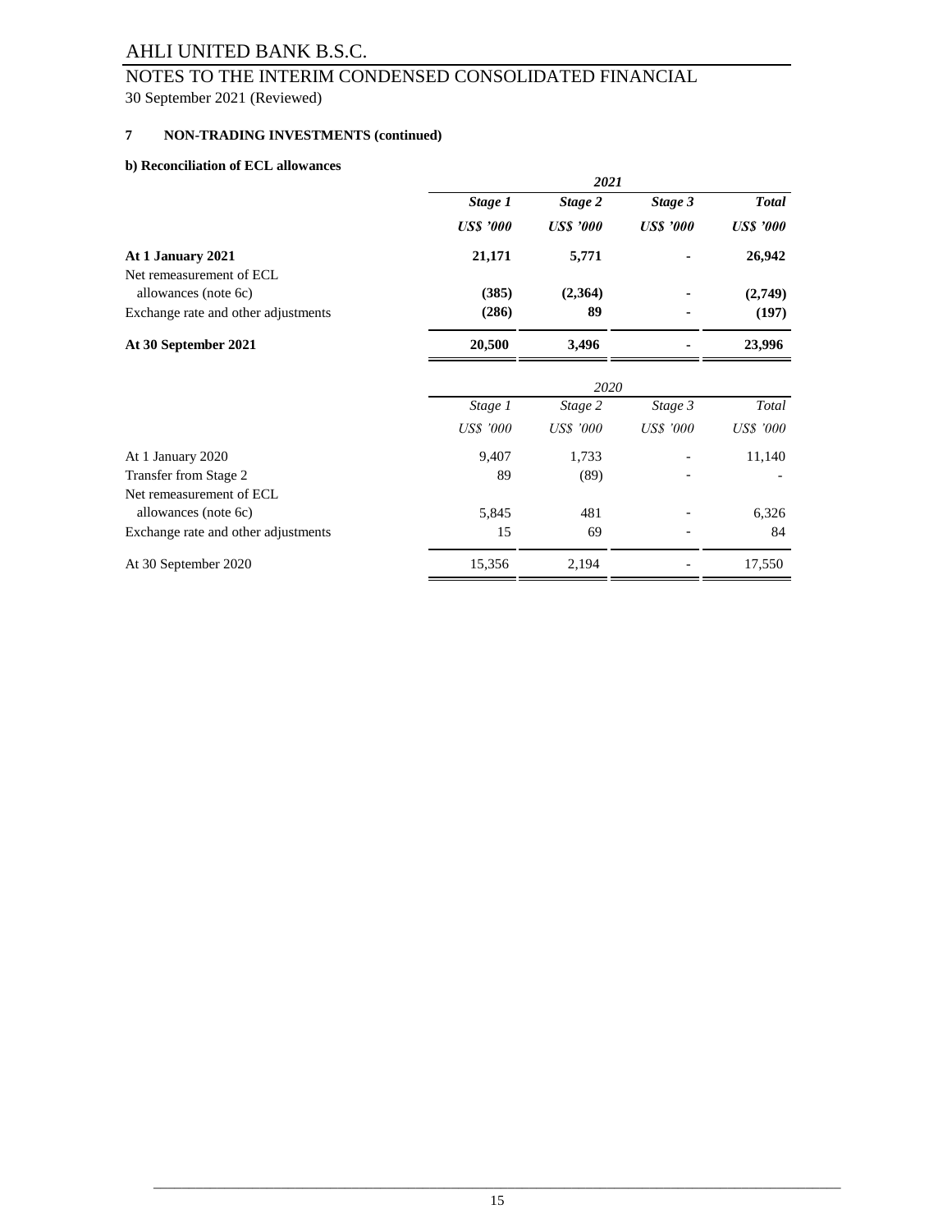## 7 NON-TRADING INVESTMENTS (continued)

### b) Reconciliation of ECL allowances

| | ***2021*** | | | |
|---|---|---|---|---|
| | ***Stage 1*** | ***Stage 2*** | ***Stage 3*** | ***Total*** |
| | ***US$ '000*** | ***US$ '000*** | ***US$ '000*** | ***US$ '000*** |
| **At 1 January 2021** | **21,171** | **5,771** | **-** | **26,942** |
| Net remeasurement of ECL allowances (note 6c) | **(385)** | **(2,364)** | **-** | **(2,749)** |
| Exchange rate and other adjustments | **(286)** | **89** | **-** | **(197)** |
| **At 30 September 2021** | **20,500** | **3,496** | **-** | **23,996** |

| | *2020* | | | |
|---|---|---|---|---|
| | *Stage 1* | *Stage 2* | *Stage 3* | *Total* |
| | *US$ '000* | *US$ '000* | *US$ '000* | *US$ '000* |
| At 1 January 2020 | 9,407 | 1,733 | - | 11,140 |
| Transfer from Stage 2 | 89 | (89) | - | - |
| Net remeasurement of ECL allowances (note 6c) | 5,845 | 481 | - | 6,326 |
| Exchange rate and other adjustments | 15 | 69 | - | 84 |
| At 30 September 2020 | 15,356 | 2,194 | - | 17,550 |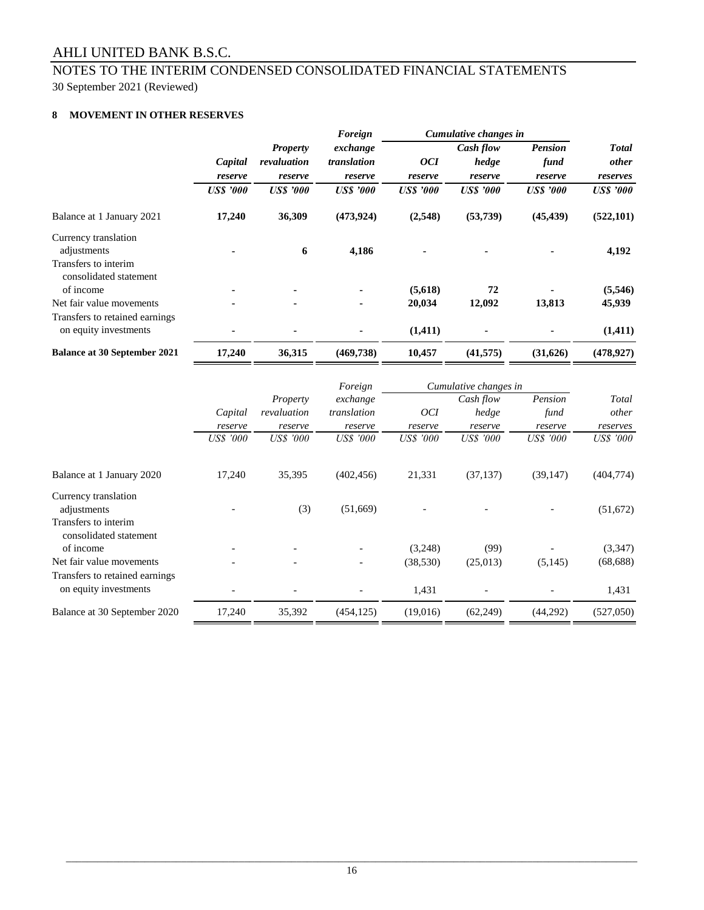AHLI UNITED BANK B.S.C.

NOTES TO THE INTERIM CONDENSED CONSOLIDATED FINANCIAL STATEMENTS

30 September 2021 (Reviewed)

## 8 MOVEMENT IN OTHER RESERVES

| | Capital reserve | Property revaluation reserve | Foreign exchange translation reserve | Cumulative changes in OCI reserve | Cumulative changes in Cash flow hedge reserve | Cumulative changes in Pension fund reserve | Total other reserves |
|---|---|---|---|---|---|---|---|
| | **US$ '000** | **US$ '000** | **US$ '000** | **US$ '000** | **US$ '000** | **US$ '000** | **US$ '000** |
| Balance at 1 January 2021 | **17,240** | **36,309** | **(473,924)** | **(2,548)** | **(53,739)** | **(45,439)** | **(522,101)** |
| Currency translation adjustments | **-** | **6** | **4,186** | **-** | **-** | **-** | **4,192** |
| Transfers to interim consolidated statement of income | **-** | **-** | **-** | **(5,618)** | **72** | **-** | **(5,546)** |
| Net fair value movements | **-** | **-** | **-** | **20,034** | **12,092** | **13,813** | **45,939** |
| Transfers to retained earnings on equity investments | **-** | **-** | **-** | **(1,411)** | **-** | **-** | **(1,411)** |
| **Balance at 30 September 2021** | **17,240** | **36,315** | **(469,738)** | **10,457** | **(41,575)** | **(31,626)** | **(478,927)** |

| | Capital reserve | Property revaluation reserve | Foreign exchange translation reserve | Cumulative changes in OCI reserve | Cumulative changes in Cash flow hedge reserve | Cumulative changes in Pension fund reserve | Total other reserves |
|---|---|---|---|---|---|---|---|
| | *US$ '000* | *US$ '000* | *US$ '000* | *US$ '000* | *US$ '000* | *US$ '000* | *US$ '000* |
| Balance at 1 January 2020 | 17,240 | 35,395 | (402,456) | 21,331 | (37,137) | (39,147) | (404,774) |
| Currency translation adjustments | - | (3) | (51,669) | - | - | - | (51,672) |
| Transfers to interim consolidated statement of income | - | - | - | (3,248) | (99) | - | (3,347) |
| Net fair value movements | - | - | - | (38,530) | (25,013) | (5,145) | (68,688) |
| Transfers to retained earnings on equity investments | - | - | - | 1,431 | - | - | 1,431 |
| Balance at 30 September 2020 | 17,240 | 35,392 | (454,125) | (19,016) | (62,249) | (44,292) | (527,050) |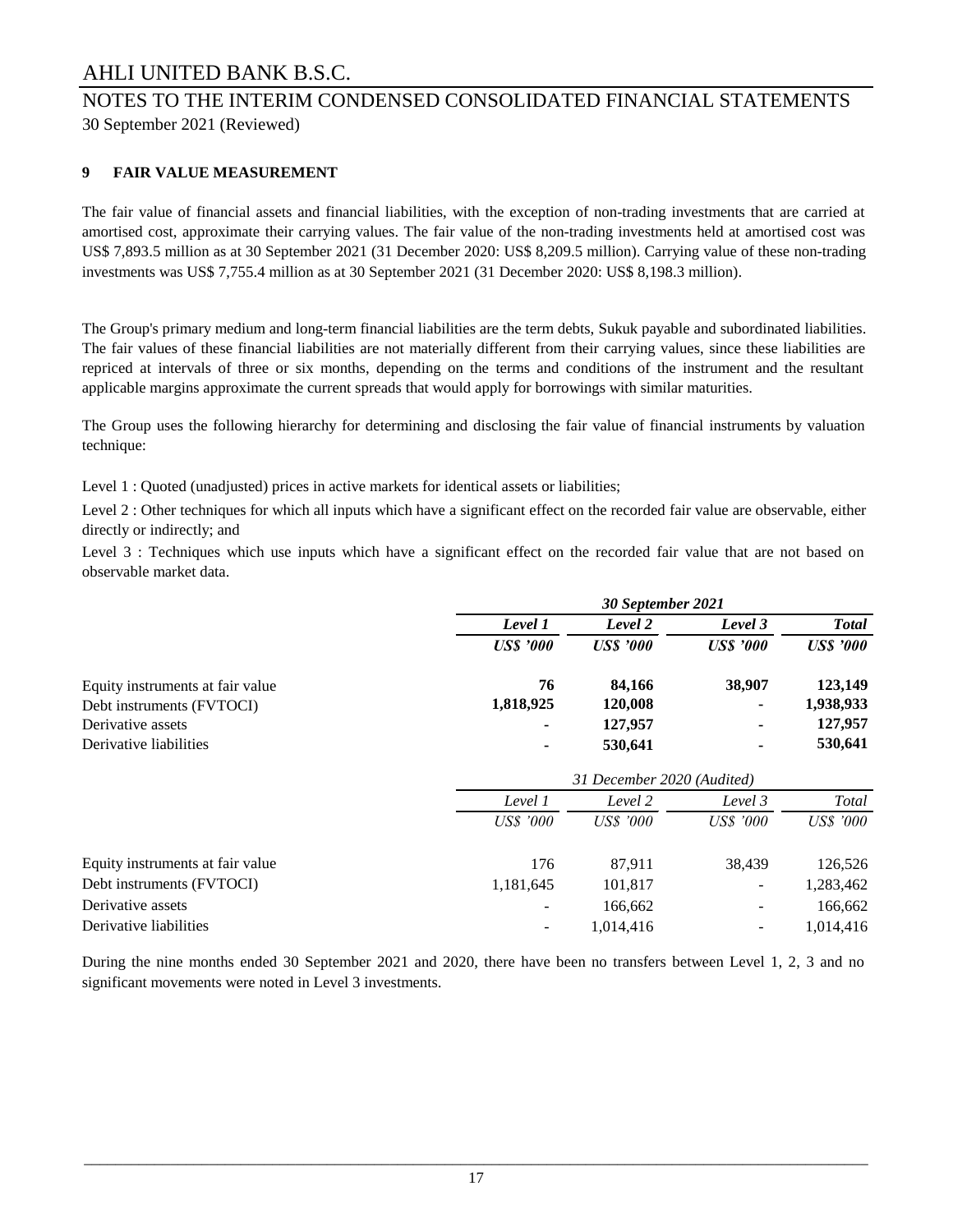## 9 FAIR VALUE MEASUREMENT

The fair value of financial assets and financial liabilities, with the exception of non-trading investments that are carried at amortised cost, approximate their carrying values. The fair value of the non-trading investments held at amortised cost was US$ 7,893.5 million as at 30 September 2021 (31 December 2020: US$ 8,209.5 million). Carrying value of these non-trading investments was US$ 7,755.4 million as at 30 September 2021 (31 December 2020: US$ 8,198.3 million).

The Group's primary medium and long-term financial liabilities are the term debts, Sukuk payable and subordinated liabilities. The fair values of these financial liabilities are not materially different from their carrying values, since these liabilities are repriced at intervals of three or six months, depending on the terms and conditions of the instrument and the resultant applicable margins approximate the current spreads that would apply for borrowings with similar maturities.

The Group uses the following hierarchy for determining and disclosing the fair value of financial instruments by valuation technique:

Level 1 : Quoted (unadjusted) prices in active markets for identical assets or liabilities;

Level 2 : Other techniques for which all inputs which have a significant effect on the recorded fair value are observable, either directly or indirectly; and

Level 3 : Techniques which use inputs which have a significant effect on the recorded fair value that are not based on observable market data.

| | ***30 September 2021*** | | | |
|---|---|---|---|---|
| | ***Level 1*** | ***Level 2*** | ***Level 3*** | ***Total*** |
| | ***US$ '000*** | ***US$ '000*** | ***US$ '000*** | ***US$ '000*** |
| Equity instruments at fair value | **76** | **84,166** | **38,907** | **123,149** |
| Debt instruments (FVTOCI) | **1,818,925** | **120,008** | **-** | **1,938,933** |
| Derivative assets | **-** | **127,957** | **-** | **127,957** |
| Derivative liabilities | **-** | **530,641** | **-** | **530,641** |

| | *31 December 2020 (Audited)* | | | |
|---|---|---|---|---|
| | *Level 1* | *Level 2* | *Level 3* | *Total* |
| | *US$ '000* | *US$ '000* | *US$ '000* | *US$ '000* |
| Equity instruments at fair value | 176 | 87,911 | 38,439 | 126,526 |
| Debt instruments (FVTOCI) | 1,181,645 | 101,817 | - | 1,283,462 |
| Derivative assets | - | 166,662 | - | 166,662 |
| Derivative liabilities | - | 1,014,416 | - | 1,014,416 |

During the nine months ended 30 September 2021 and 2020, there have been no transfers between Level 1, 2, 3 and no significant movements were noted in Level 3 investments.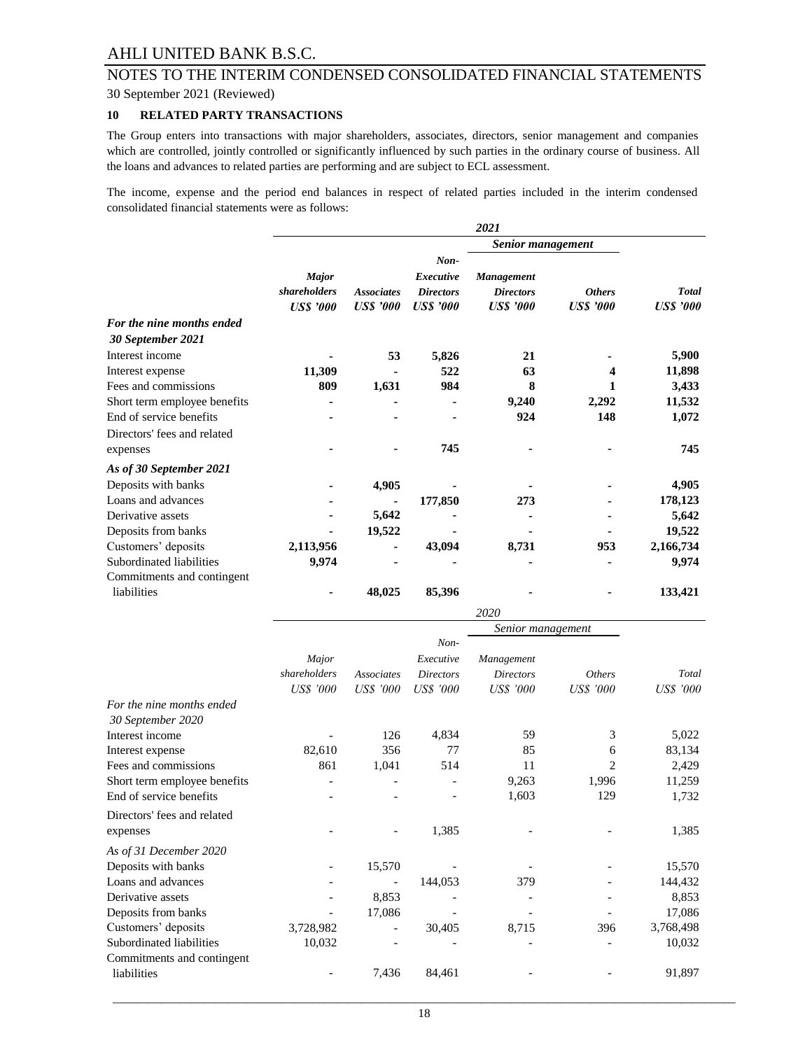## 10 RELATED PARTY TRANSACTIONS

The Group enters into transactions with major shareholders, associates, directors, senior management and companies which are controlled, jointly controlled or significantly influenced by such parties in the ordinary course of business. All the loans and advances to related parties are performing and are subject to ECL assessment.

The income, expense and the period end balances in respect of related parties included in the interim condensed consolidated financial statements were as follows:

| | **2021** | | | | | |
|---|---|---|---|---|---|---|
| | | | | ***Senior management*** | | |
| | ***Major shareholders*** | ***Associates*** | ***Non-Executive Directors*** | ***Management Directors*** | ***Others*** | ***Total*** |
| | ***US$ '000*** | ***US$ '000*** | ***US$ '000*** | ***US$ '000*** | ***US$ '000*** | ***US$ '000*** |
| ***For the nine months ended 30 September 2021*** | | | | | | |
| Interest income | **-** | **53** | **5,826** | **21** | **-** | **5,900** |
| Interest expense | **11,309** | **-** | **522** | **63** | **4** | **11,898** |
| Fees and commissions | **809** | **1,631** | **984** | **8** | **1** | **3,433** |
| Short term employee benefits | **-** | **-** | **-** | **9,240** | **2,292** | **11,532** |
| End of service benefits | **-** | **-** | **-** | **924** | **148** | **1,072** |
| Directors' fees and related expenses | **-** | **-** | **745** | **-** | **-** | **745** |
| ***As of 30 September 2021*** | | | | | | |
| Deposits with banks | **-** | **4,905** | **-** | **-** | **-** | **4,905** |
| Loans and advances | **-** | **-** | **177,850** | **273** | **-** | **178,123** |
| Derivative assets | **-** | **5,642** | **-** | **-** | **-** | **5,642** |
| Deposits from banks | **-** | **19,522** | **-** | **-** | **-** | **19,522** |
| Customers' deposits | **2,113,956** | **-** | **43,094** | **8,731** | **953** | **2,166,734** |
| Subordinated liabilities | **9,974** | **-** | **-** | **-** | **-** | **9,974** |
| Commitments and contingent liabilities | **-** | **48,025** | **85,396** | **-** | **-** | **133,421** |

| | 2020 | | | | | |
|---|---|---|---|---|---|---|
| | | | | *Senior management* | | |
| | *Major shareholders* | *Associates* | *Non-Executive Directors* | *Management Directors* | *Others* | *Total* |
| | *US$ '000* | *US$ '000* | *US$ '000* | *US$ '000* | *US$ '000* | *US$ '000* |
| *For the nine months ended 30 September 2020* | | | | | | |
| Interest income | - | 126 | 4,834 | 59 | 3 | 5,022 |
| Interest expense | 82,610 | 356 | 77 | 85 | 6 | 83,134 |
| Fees and commissions | 861 | 1,041 | 514 | 11 | 2 | 2,429 |
| Short term employee benefits | - | - | - | 9,263 | 1,996 | 11,259 |
| End of service benefits | - | - | - | 1,603 | 129 | 1,732 |
| Directors' fees and related expenses | - | - | 1,385 | - | - | 1,385 |
| *As of 31 December 2020* | | | | | | |
| Deposits with banks | - | 15,570 | - | - | - | 15,570 |
| Loans and advances | - | - | 144,053 | 379 | - | 144,432 |
| Derivative assets | - | 8,853 | - | - | - | 8,853 |
| Deposits from banks | - | 17,086 | - | - | - | 17,086 |
| Customers' deposits | 3,728,982 | - | 30,405 | 8,715 | 396 | 3,768,498 |
| Subordinated liabilities | 10,032 | - | - | - | - | 10,032 |
| Commitments and contingent liabilities | - | 7,436 | 84,461 | - | - | 91,897 |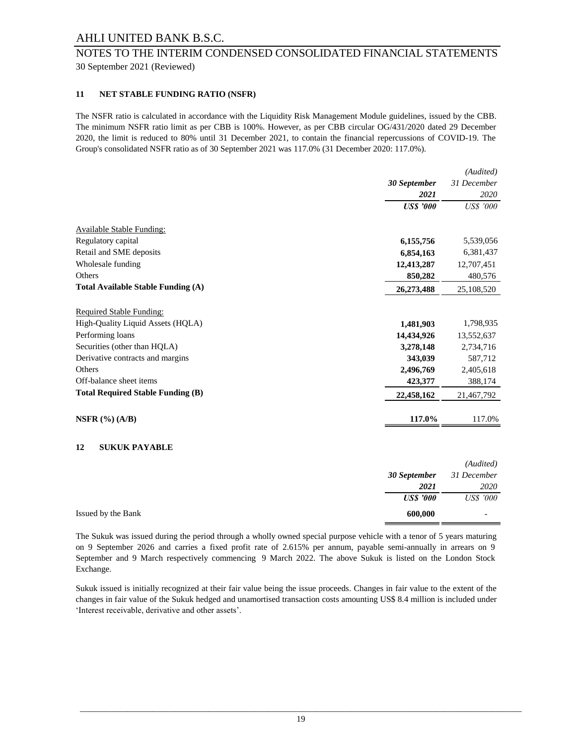AHLI UNITED BANK B.S.C.

NOTES TO THE INTERIM CONDENSED CONSOLIDATED FINANCIAL STATEMENTS

30 September 2021 (Reviewed)

### 11 NET STABLE FUNDING RATIO (NSFR)

The NSFR ratio is calculated in accordance with the Liquidity Risk Management Module guidelines, issued by the CBB. The minimum NSFR ratio limit as per CBB is 100%. However, as per CBB circular OG/431/2020 dated 29 December 2020, the limit is reduced to 80% until 31 December 2021, to contain the financial repercussions of COVID-19. The Group's consolidated NSFR ratio as of 30 September 2021 was 117.0% (31 December 2020: 117.0%).

| | ***30 September 2021*** | *(Audited) 31 December 2020* |
|---|---|---|
| | ***US$ '000*** | *US$ '000* |
| Available Stable Funding: | | |
| Regulatory capital | **6,155,756** | 5,539,056 |
| Retail and SME deposits | **6,854,163** | 6,381,437 |
| Wholesale funding | **12,413,287** | 12,707,451 |
| Others | **850,282** | 480,576 |
| **Total Available Stable Funding (A)** | **26,273,488** | 25,108,520 |
| Required Stable Funding: | | |
| High-Quality Liquid Assets (HQLA) | **1,481,903** | 1,798,935 |
| Performing loans | **14,434,926** | 13,552,637 |
| Securities (other than HQLA) | **3,278,148** | 2,734,716 |
| Derivative contracts and margins | **343,039** | 587,712 |
| Others | **2,496,769** | 2,405,618 |
| Off-balance sheet items | **423,377** | 388,174 |
| **Total Required Stable Funding (B)** | **22,458,162** | 21,467,792 |
| **NSFR (%) (A/B)** | **117.0%** | 117.0% |

### 12 SUKUK PAYABLE

| | ***30 September 2021*** | *(Audited) 31 December 2020* |
|---|---|---|
| | ***US$ '000*** | *US$ '000* |
| Issued by the Bank | **600,000** | - |

The Sukuk was issued during the period through a wholly owned special purpose vehicle with a tenor of 5 years maturing on 9 September 2026 and carries a fixed profit rate of 2.615% per annum, payable semi-annually in arrears on 9 September and 9 March respectively commencing 9 March 2022. The above Sukuk is listed on the London Stock Exchange.

Sukuk issued is initially recognized at their fair value being the issue proceeds. Changes in fair value to the extent of the changes in fair value of the Sukuk hedged and unamortised transaction costs amounting US$ 8.4 million is included under 'Interest receivable, derivative and other assets'.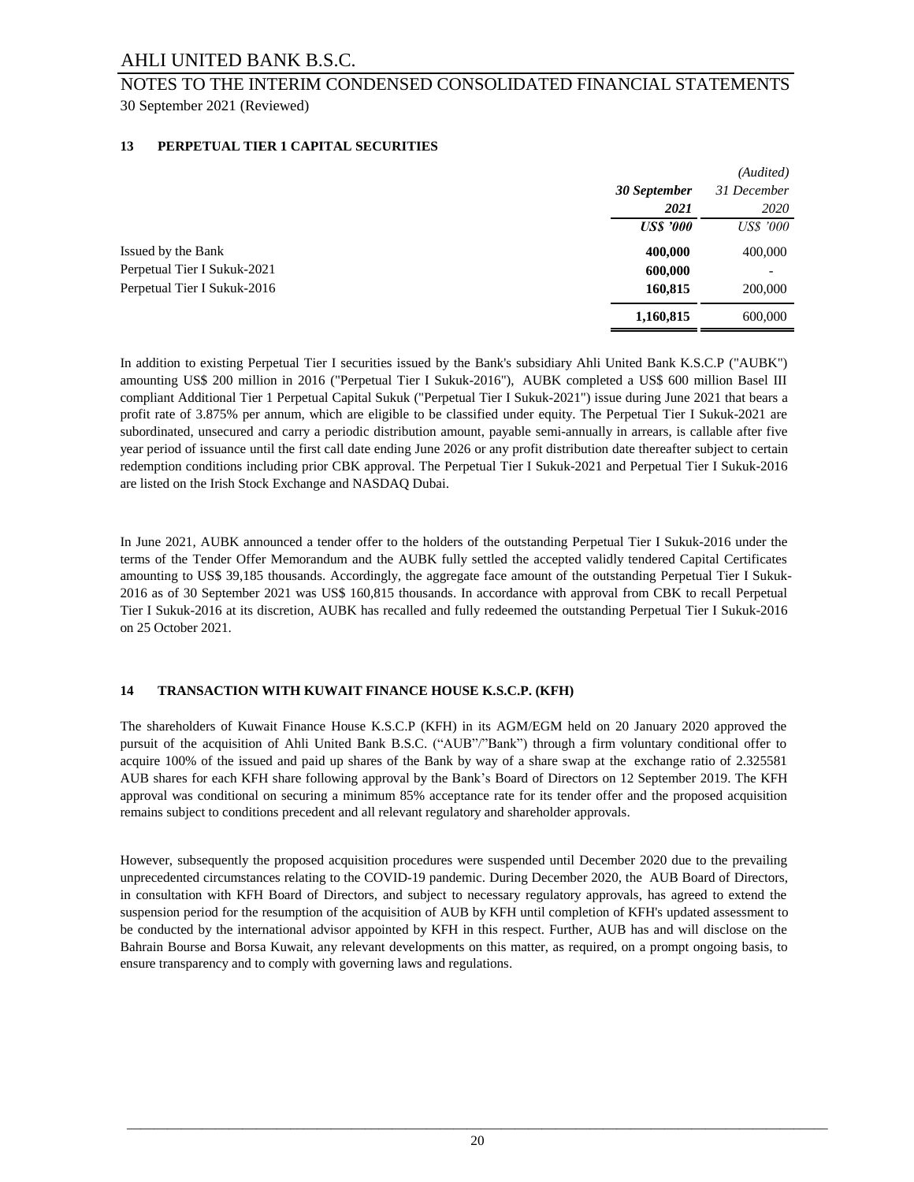## 13 PERPETUAL TIER 1 CAPITAL SECURITIES

| | 30 September 2021 | (Audited) 31 December 2020 |
|---|---|---|
| | US$ '000 | US$ '000 |
| Issued by the Bank | **400,000** | 400,000 |
| Perpetual Tier I Sukuk-2021 | **600,000** | - |
| Perpetual Tier I Sukuk-2016 | **160,815** | 200,000 |
| | **1,160,815** | 600,000 |

In addition to existing Perpetual Tier I securities issued by the Bank's subsidiary Ahli United Bank K.S.C.P ("AUBK") amounting US$ 200 million in 2016 ("Perpetual Tier I Sukuk-2016"), AUBK completed a US$ 600 million Basel III compliant Additional Tier 1 Perpetual Capital Sukuk ("Perpetual Tier I Sukuk-2021") issue during June 2021 that bears a profit rate of 3.875% per annum, which are eligible to be classified under equity. The Perpetual Tier I Sukuk-2021 are subordinated, unsecured and carry a periodic distribution amount, payable semi-annually in arrears, is callable after five year period of issuance until the first call date ending June 2026 or any profit distribution date thereafter subject to certain redemption conditions including prior CBK approval. The Perpetual Tier I Sukuk-2021 and Perpetual Tier I Sukuk-2016 are listed on the Irish Stock Exchange and NASDAQ Dubai.

In June 2021, AUBK announced a tender offer to the holders of the outstanding Perpetual Tier I Sukuk-2016 under the terms of the Tender Offer Memorandum and the AUBK fully settled the accepted validly tendered Capital Certificates amounting to US$ 39,185 thousands. Accordingly, the aggregate face amount of the outstanding Perpetual Tier I Sukuk-2016 as of 30 September 2021 was US$ 160,815 thousands. In accordance with approval from CBK to recall Perpetual Tier I Sukuk-2016 at its discretion, AUBK has recalled and fully redeemed the outstanding Perpetual Tier I Sukuk-2016 on 25 October 2021.

## 14 TRANSACTION WITH KUWAIT FINANCE HOUSE K.S.C.P. (KFH)

The shareholders of Kuwait Finance House K.S.C.P (KFH) in its AGM/EGM held on 20 January 2020 approved the pursuit of the acquisition of Ahli United Bank B.S.C. ("AUB"/"Bank") through a firm voluntary conditional offer to acquire 100% of the issued and paid up shares of the Bank by way of a share swap at the exchange ratio of 2.325581 AUB shares for each KFH share following approval by the Bank's Board of Directors on 12 September 2019. The KFH approval was conditional on securing a minimum 85% acceptance rate for its tender offer and the proposed acquisition remains subject to conditions precedent and all relevant regulatory and shareholder approvals.

However, subsequently the proposed acquisition procedures were suspended until December 2020 due to the prevailing unprecedented circumstances relating to the COVID-19 pandemic. During December 2020, the AUB Board of Directors, in consultation with KFH Board of Directors, and subject to necessary regulatory approvals, has agreed to extend the suspension period for the resumption of the acquisition of AUB by KFH until completion of KFH's updated assessment to be conducted by the international advisor appointed by KFH in this respect. Further, AUB has and will disclose on the Bahrain Bourse and Borsa Kuwait, any relevant developments on this matter, as required, on a prompt ongoing basis, to ensure transparency and to comply with governing laws and regulations.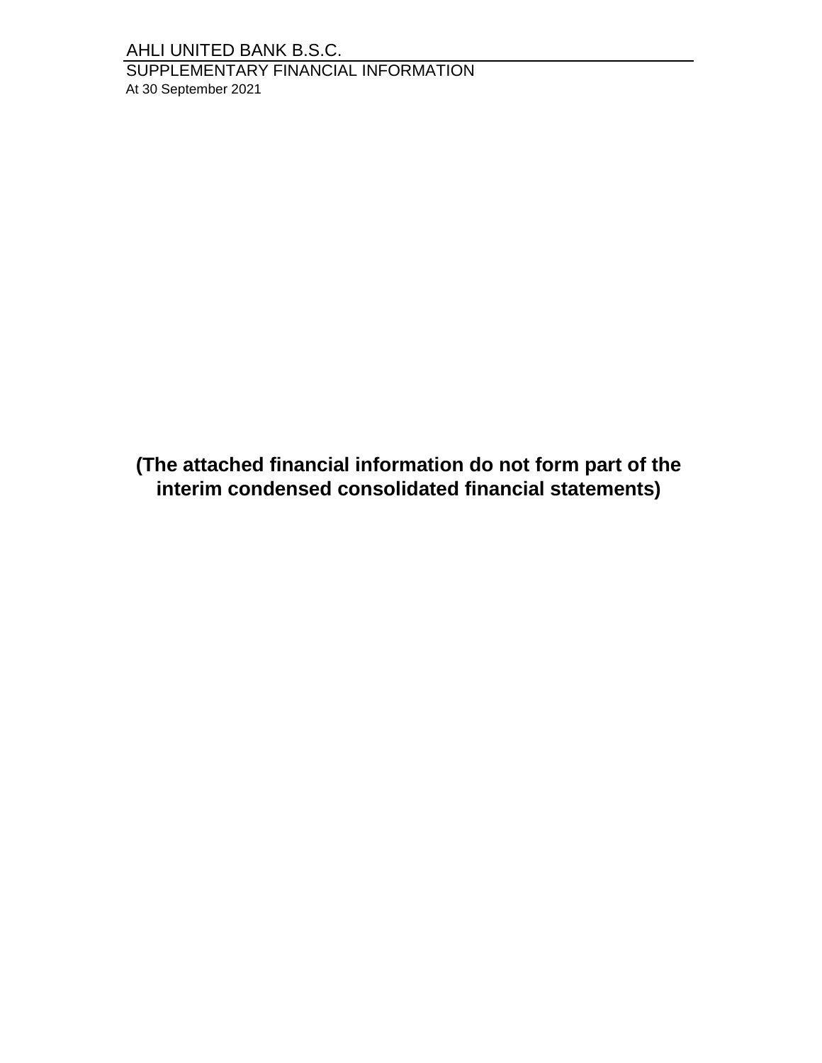# AHLI UNITED BANK B.S.C.

## SUPPLEMENTARY FINANCIAL INFORMATION

At 30 September 2021

**(The attached financial information do not form part of the interim condensed consolidated financial statements)**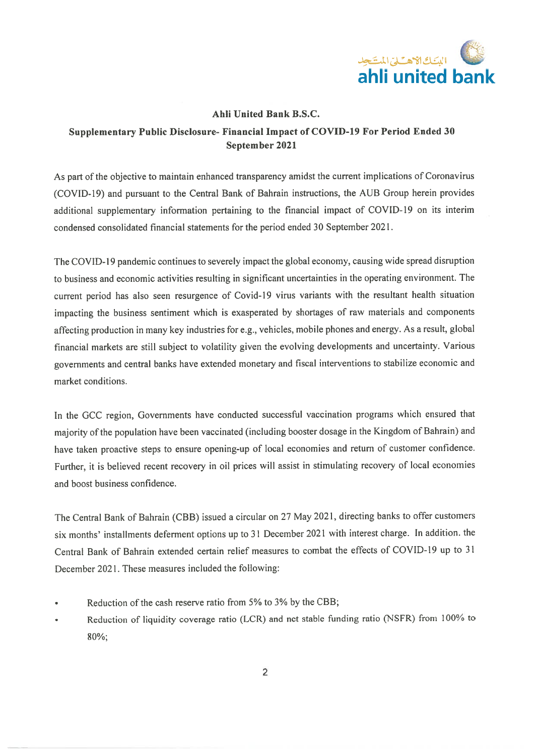**Ahli United Bank B.S.C.**

**Supplementary Public Disclosure- Financial Impact of COVID-19 For Period Ended 30 September 2021**

As part of the objective to maintain enhanced transparency amidst the current implications of Coronavirus (COVID-19) and pursuant to the Central Bank of Bahrain instructions, the AUB Group herein provides additional supplementary information pertaining to the financial impact of COVID-19 on its interim condensed consolidated financial statements for the period ended 30 September 2021.

The COVID-19 pandemic continues to severely impact the global economy, causing wide spread disruption to business and economic activities resulting in significant uncertainties in the operating environment. The current period has also seen resurgence of Covid-19 virus variants with the resultant health situation impacting the business sentiment which is exasperated by shortages of raw materials and components affecting production in many key industries for e.g., vehicles, mobile phones and energy. As a result, global financial markets are still subject to volatility given the evolving developments and uncertainty. Various governments and central banks have extended monetary and fiscal interventions to stabilize economic and market conditions.

In the GCC region, Governments have conducted successful vaccination programs which ensured that majority of the population have been vaccinated (including booster dosage in the Kingdom of Bahrain) and have taken proactive steps to ensure opening-up of local economies and return of customer confidence. Further, it is believed recent recovery in oil prices will assist in stimulating recovery of local economies and boost business confidence.

The Central Bank of Bahrain (CBB) issued a circular on 27 May 2021, directing banks to offer customers six months' installments deferment options up to 31 December 2021 with interest charge. In addition. the Central Bank of Bahrain extended certain relief measures to combat the effects of COVID-19 up to 31 December 2021. These measures included the following:

- Reduction of the cash reserve ratio from 5% to 3% by the CBB;
- Reduction of liquidity coverage ratio (LCR) and net stable funding ratio (NSFR) from 100% to 80%;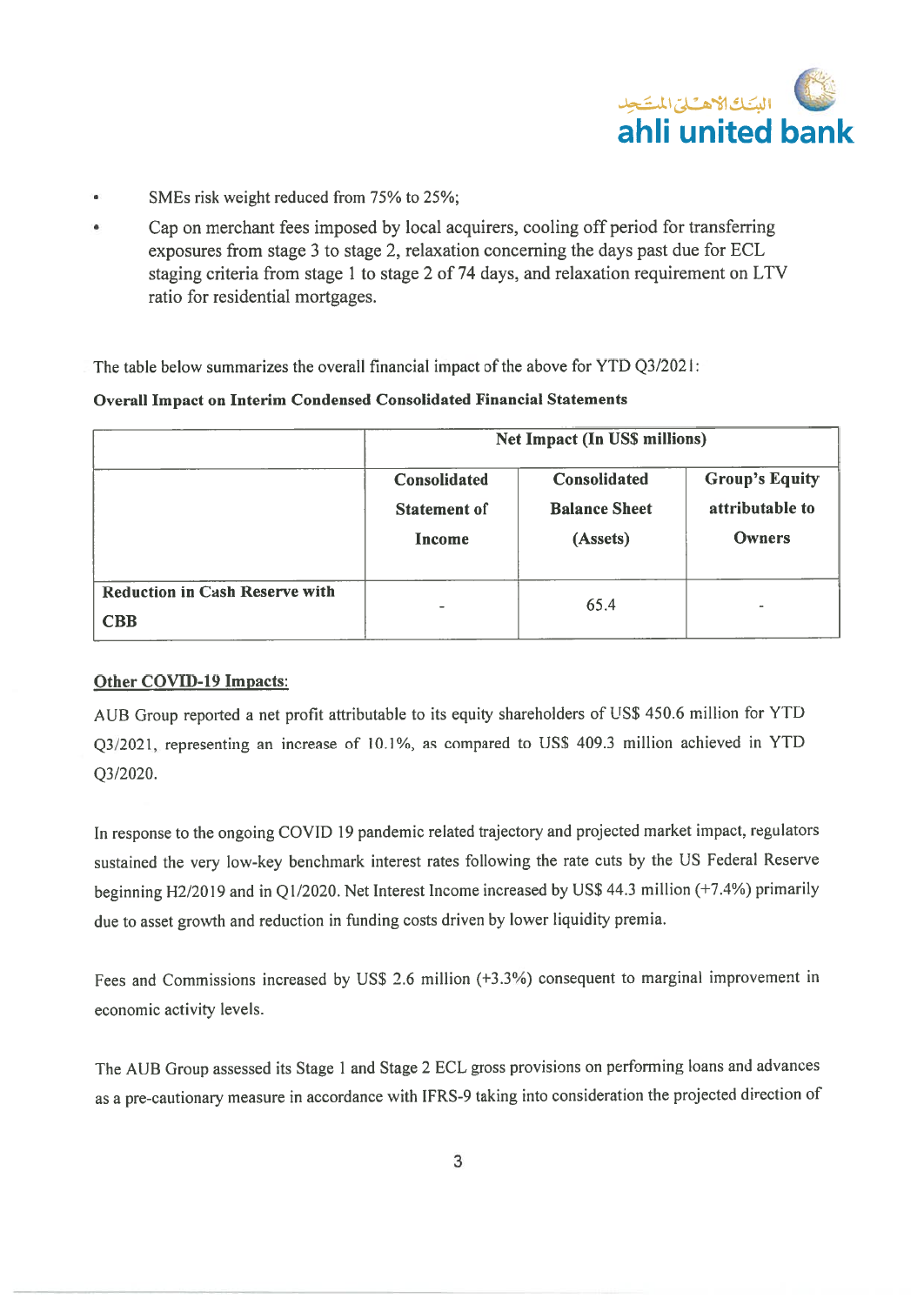- SMEs risk weight reduced from 75% to 25%;
- Cap on merchant fees imposed by local acquirers, cooling off period for transferring exposures from stage 3 to stage 2, relaxation concerning the days past due for ECL staging criteria from stage 1 to stage 2 of 74 days, and relaxation requirement on LTV ratio for residential mortgages.

The table below summarizes the overall financial impact of the above for YTD Q3/2021:

**Overall Impact on Interim Condensed Consolidated Financial Statements**

| | Net Impact (In US$ millions) | | |
|---|---|---|---|
| | **Consolidated Statement of Income** | **Consolidated Balance Sheet (Assets)** | **Group's Equity attributable to Owners** |
| **Reduction in Cash Reserve with CBB** | - | 65.4 | - |

**<u>Other COVID-19 Impacts:</u>**

AUB Group reported a net profit attributable to its equity shareholders of US$ 450.6 million for YTD Q3/2021, representing an increase of 10.1%, as compared to US$ 409.3 million achieved in YTD Q3/2020.

In response to the ongoing COVID 19 pandemic related trajectory and projected market impact, regulators sustained the very low-key benchmark interest rates following the rate cuts by the US Federal Reserve beginning H2/2019 and in Q1/2020. Net Interest Income increased by US$ 44.3 million (+7.4%) primarily due to asset growth and reduction in funding costs driven by lower liquidity premia.

Fees and Commissions increased by US$ 2.6 million (+3.3%) consequent to marginal improvement in economic activity levels.

The AUB Group assessed its Stage 1 and Stage 2 ECL gross provisions on performing loans and advances as a pre-cautionary measure in accordance with IFRS-9 taking into consideration the projected direction of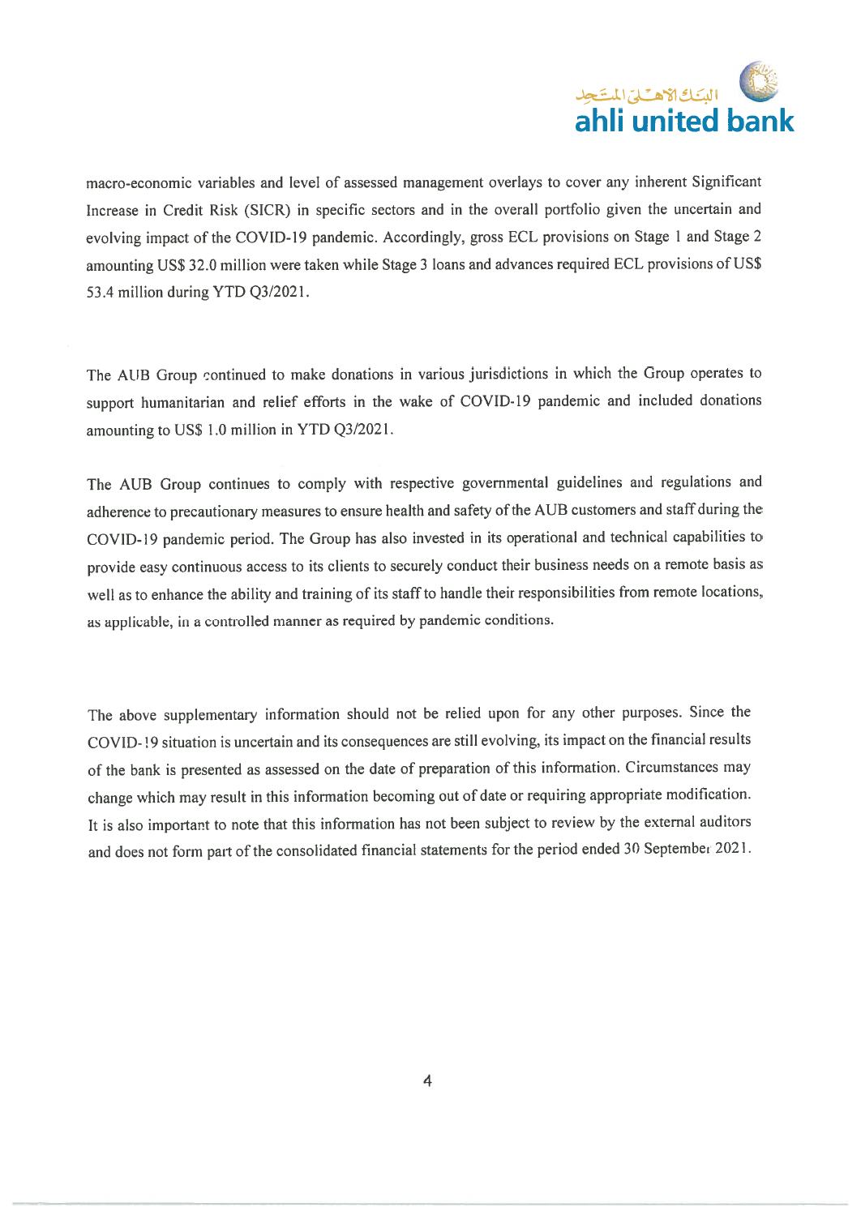macro-economic variables and level of assessed management overlays to cover any inherent Significant Increase in Credit Risk (SICR) in specific sectors and in the overall portfolio given the uncertain and evolving impact of the COVID-19 pandemic. Accordingly, gross ECL provisions on Stage 1 and Stage 2 amounting US$ 32.0 million were taken while Stage 3 loans and advances required ECL provisions of US$ 53.4 million during YTD Q3/2021.

The AUB Group continued to make donations in various jurisdictions in which the Group operates to support humanitarian and relief efforts in the wake of COVID-19 pandemic and included donations amounting to US$ 1.0 million in YTD Q3/2021.

The AUB Group continues to comply with respective governmental guidelines and regulations and adherence to precautionary measures to ensure health and safety of the AUB customers and staff during the COVID-19 pandemic period. The Group has also invested in its operational and technical capabilities to provide easy continuous access to its clients to securely conduct their business needs on a remote basis as well as to enhance the ability and training of its staff to handle their responsibilities from remote locations, as applicable, in a controlled manner as required by pandemic conditions.

The above supplementary information should not be relied upon for any other purposes. Since the COVID-19 situation is uncertain and its consequences are still evolving, its impact on the financial results of the bank is presented as assessed on the date of preparation of this information. Circumstances may change which may result in this information becoming out of date or requiring appropriate modification. It is also important to note that this information has not been subject to review by the external auditors and does not form part of the consolidated financial statements for the period ended 30 September 2021.